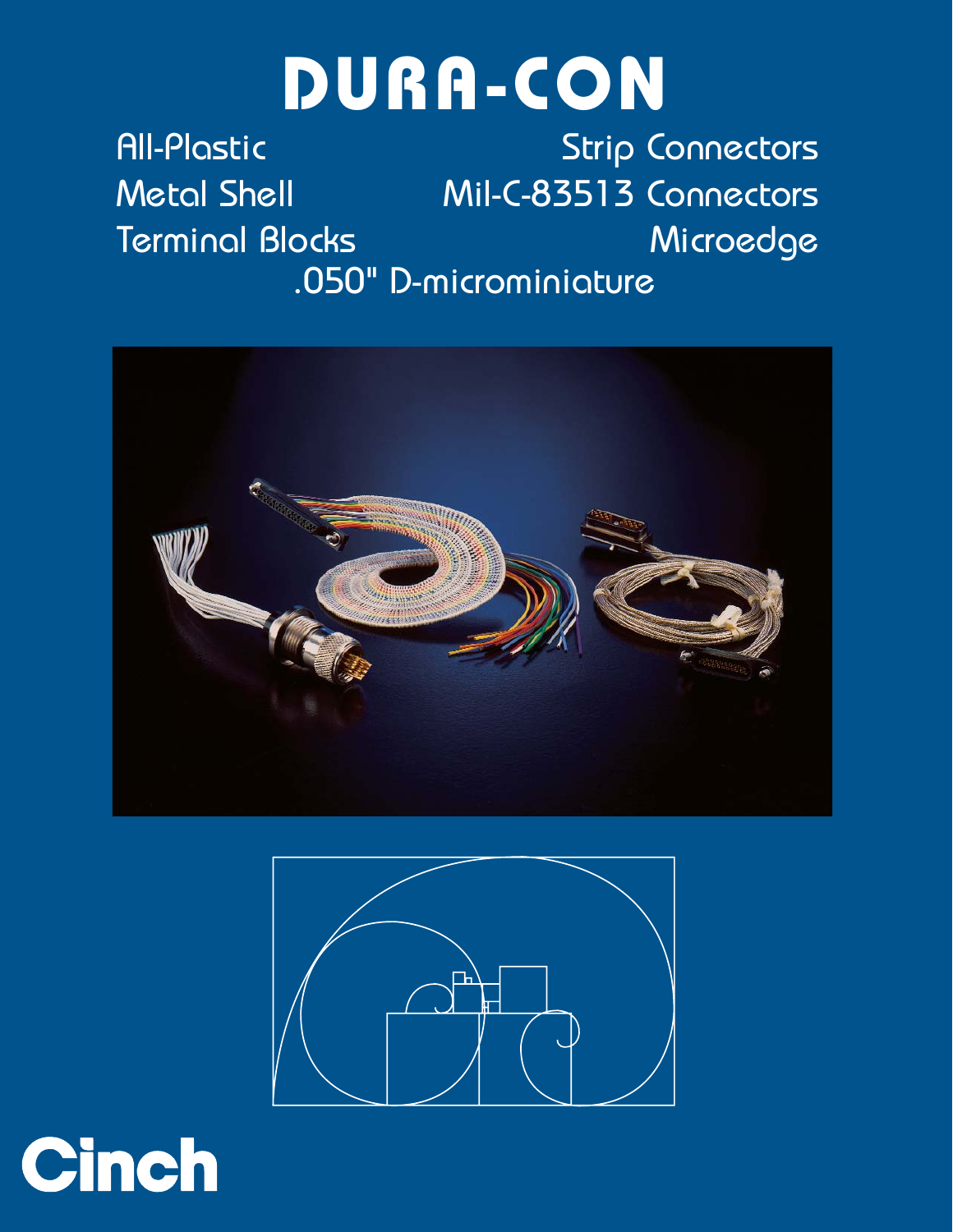# DURA-CON

All-Plastic

Strip Connectors

Metal Shell

Mil-C-83513 Connectors

Terminal Blocks

Microedge

.050" D-microminiature

Cinch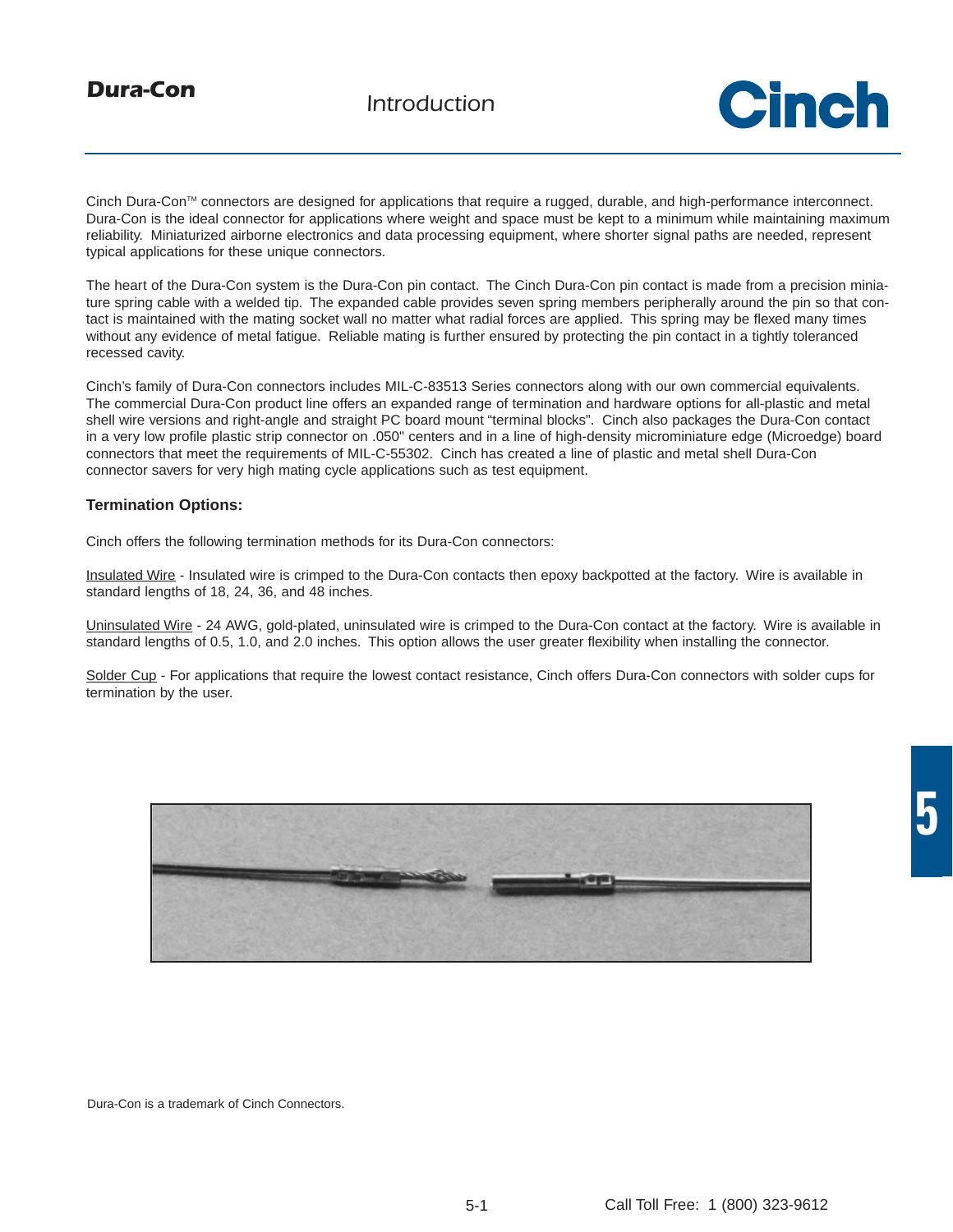# Introduction

Cinch Dura-Con™ connectors are designed for applications that require a rugged, durable, and high-performance interconnect. Dura-Con is the ideal connector for applications where weight and space must be kept to a minimum while maintaining maximum reliability. Miniaturized airborne electronics and data processing equipment, where shorter signal paths are needed, represent typical applications for these unique connectors.

The heart of the Dura-Con system is the Dura-Con pin contact. The Cinch Dura-Con pin contact is made from a precision miniature spring cable with a welded tip. The expanded cable provides seven spring members peripherally around the pin so that contact is maintained with the mating socket wall no matter what radial forces are applied. This spring may be flexed many times without any evidence of metal fatigue. Reliable mating is further ensured by protecting the pin contact in a tightly toleranced recessed cavity.

Cinch's family of Dura-Con connectors includes MIL-C-83513 Series connectors along with our own commercial equivalents. The commercial Dura-Con product line offers an expanded range of termination and hardware options for all-plastic and metal shell wire versions and right-angle and straight PC board mount "terminal blocks". Cinch also packages the Dura-Con contact in a very low profile plastic strip connector on .050" centers and in a line of high-density microminiature edge (Microedge) board connectors that meet the requirements of MIL-C-55302. Cinch has created a line of plastic and metal shell Dura-Con connector savers for very high mating cycle applications such as test equipment.

**Termination Options:**

Cinch offers the following termination methods for its Dura-Con connectors:

Insulated Wire - Insulated wire is crimped to the Dura-Con contacts then epoxy backpotted at the factory. Wire is available in standard lengths of 18, 24, 36, and 48 inches.

Uninsulated Wire - 24 AWG, gold-plated, uninsulated wire is crimped to the Dura-Con contact at the factory. Wire is available in standard lengths of 0.5, 1.0, and 2.0 inches. This option allows the user greater flexibility when installing the connector.

Solder Cup - For applications that require the lowest contact resistance, Cinch offers Dura-Con connectors with solder cups for termination by the user.

Dura-Con is a trademark of Cinch Connectors.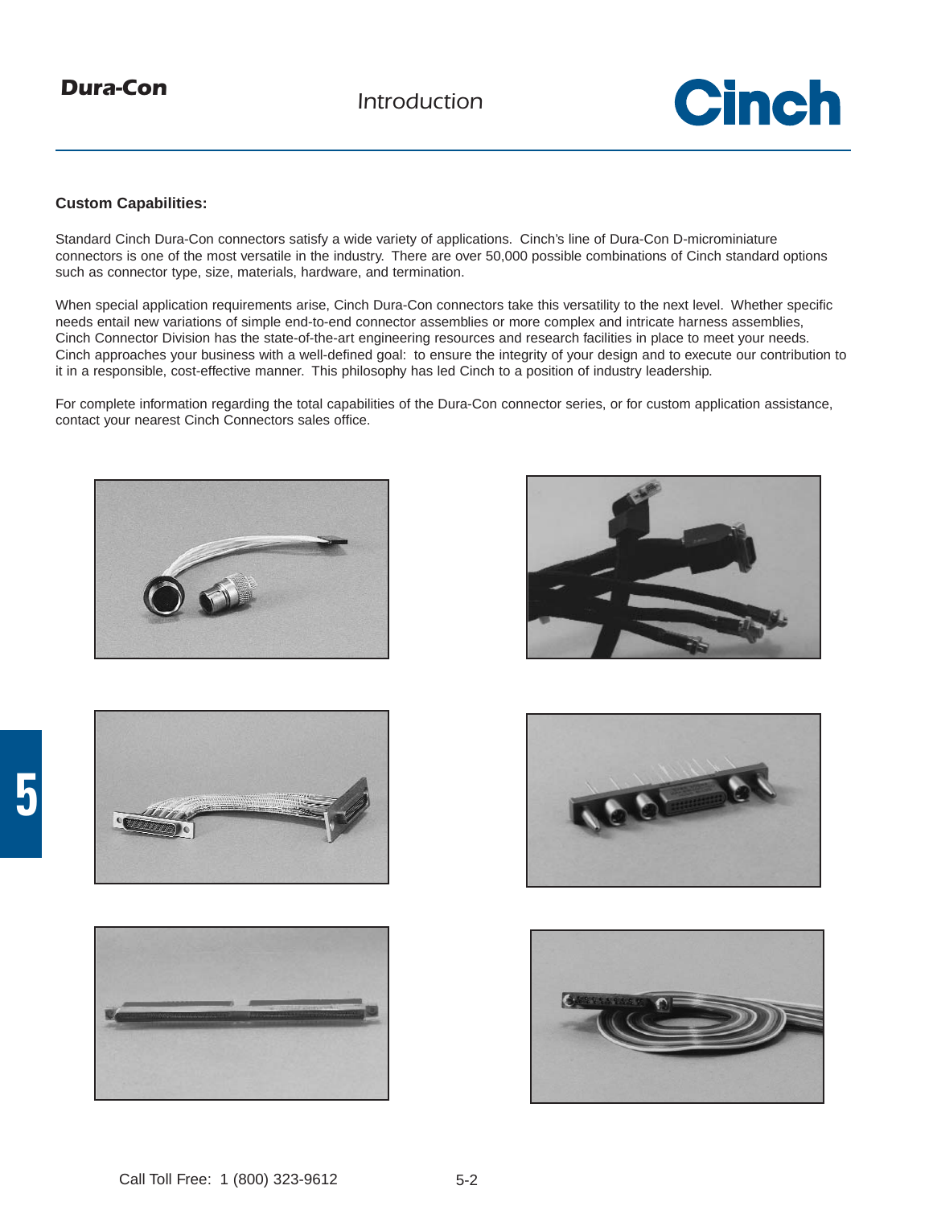### Custom Capabilities:

Standard Cinch Dura-Con connectors satisfy a wide variety of applications. Cinch's line of Dura-Con D-microminiature connectors is one of the most versatile in the industry. There are over 50,000 possible combinations of Cinch standard options such as connector type, size, materials, hardware, and termination.

When special application requirements arise, Cinch Dura-Con connectors take this versatility to the next level. Whether specific needs entail new variations of simple end-to-end connector assemblies or more complex and intricate harness assemblies, Cinch Connector Division has the state-of-the-art engineering resources and research facilities in place to meet your needs. Cinch approaches your business with a well-defined goal: to ensure the integrity of your design and to execute our contribution to it in a responsible, cost-effective manner. This philosophy has led Cinch to a position of industry leadership.

For complete information regarding the total capabilities of the Dura-Con connector series, or for custom application assistance, contact your nearest Cinch Connectors sales office.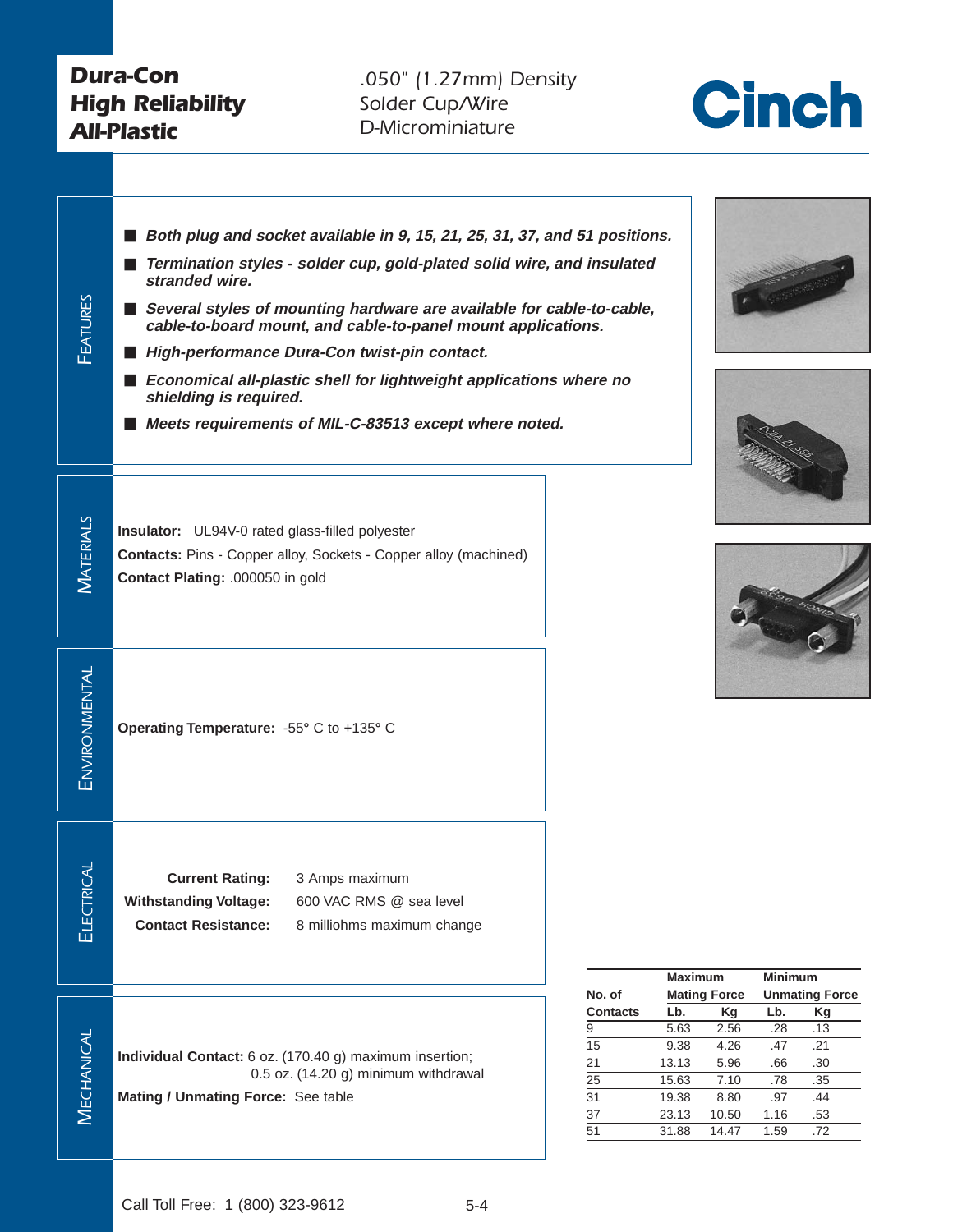# Dura-Con High Reliability All-Plastic

.050" (1.27mm) Density
Solder Cup/Wire
D-Microminiature

Cinch

## Features

- ***Both plug and socket available in 9, 15, 21, 25, 31, 37, and 51 positions.***
- ***Termination styles - solder cup, gold-plated solid wire, and insulated stranded wire.***
- ***Several styles of mounting hardware are available for cable-to-cable, cable-to-board mount, and cable-to-panel mount applications.***
- ***High-performance Dura-Con twist-pin contact.***
- ***Economical all-plastic shell for lightweight applications where no shielding is required.***
- ***Meets requirements of MIL-C-83513 except where noted.***

## Materials

**Insulator:** UL94V-0 rated glass-filled polyester

**Contacts:** Pins - Copper alloy, Sockets - Copper alloy (machined)

**Contact Plating:** .000050 in gold

## Environmental

**Operating Temperature:** -55° C to +135° C

## Electrical

**Current Rating:** 3 Amps maximum

**Withstanding Voltage:** 600 VAC RMS @ sea level

**Contact Resistance:** 8 milliohms maximum change

## Mechanical

**Individual Contact:** 6 oz. (170.40 g) maximum insertion; 0.5 oz. (14.20 g) minimum withdrawal

**Mating / Unmating Force:** See table

| No. of Contacts | Maximum Mating Force Lb. | Maximum Mating Force Kg | Minimum Unmating Force Lb. | Minimum Unmating Force Kg |
|---|---|---|---|---|
| 9 | 5.63 | 2.56 | .28 | .13 |
| 15 | 9.38 | 4.26 | .47 | .21 |
| 21 | 13.13 | 5.96 | .66 | .30 |
| 25 | 15.63 | 7.10 | .78 | .35 |
| 31 | 19.38 | 8.80 | .97 | .44 |
| 37 | 23.13 | 10.50 | 1.16 | .53 |
| 51 | 31.88 | 14.47 | 1.59 | .72 |

Call Toll Free: 1 (800) 323-9612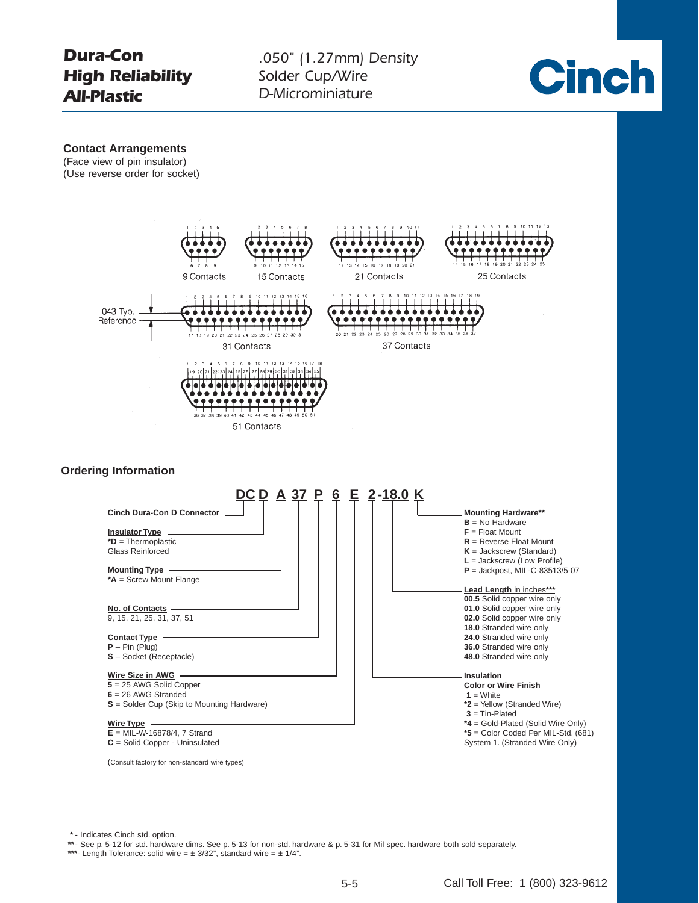# Dura-Con High Reliability All-Plastic

.050" (1.27mm) Density
Solder Cup/Wire
D-Microminiature

Cinch

## Contact Arrangements

(Face view of pin insulator)
(Use reverse order for socket)

9 Contacts — 15 Contacts — 21 Contacts — 25 Contacts — 31 Contacts — 37 Contacts — 51 Contacts

.043 Typ. Reference

## Ordering Information

**DC D A 37 P 6 E 2 -18.0 K**

**Cinch Dura-Con D Connector**

**Insulator Type**
- ***D** = Thermoplastic Glass Reinforced

**Mounting Type**
- ***A** = Screw Mount Flange

**No. of Contacts**
9, 15, 21, 25, 31, 37, 51

**Contact Type**
- **P** – Pin (Plug)
- **S** – Socket (Receptacle)

**Wire Size in AWG**
- **5** = 25 AWG Solid Copper
- **6** = 26 AWG Stranded
- **S** = Solder Cup (Skip to Mounting Hardware)

**Wire Type**
- **E** = MIL-W-16878/4, 7 Strand
- **C** = Solid Copper - Uninsulated

(Consult factory for non-standard wire types)

**Insulation Color or Wire Finish**
- **1** = White
- ***2** = Yellow (Stranded Wire)
- **3** = Tin-Plated
- ***4** = Gold-Plated (Solid Wire Only)
- ***5** = Color Coded Per MIL-Std. (681) System 1. (Stranded Wire Only)

**Lead Length in inches*****
- **00.5** Solid copper wire only
- **01.0** Solid copper wire only
- **02.0** Solid copper wire only
- **18.0** Stranded wire only
- **24.0** Stranded wire only
- **36.0** Stranded wire only
- **48.0** Stranded wire only

**Mounting Hardware****
- **B** = No Hardware
- **F** = Float Mount
- **R** = Reverse Float Mount
- **K** = Jackscrew (Standard)
- **L** = Jackscrew (Low Profile)
- **P** = Jackpost, MIL-C-83513/5-07

\* - Indicates Cinch std. option.
** - See p. 5-12 for std. hardware dims. See p. 5-13 for non-std. hardware & p. 5-31 for Mil spec. hardware both sold separately.
*** - Length Tolerance: solid wire = ± 3/32", standard wire = ± 1/4".

Call Toll Free: 1 (800) 323-9612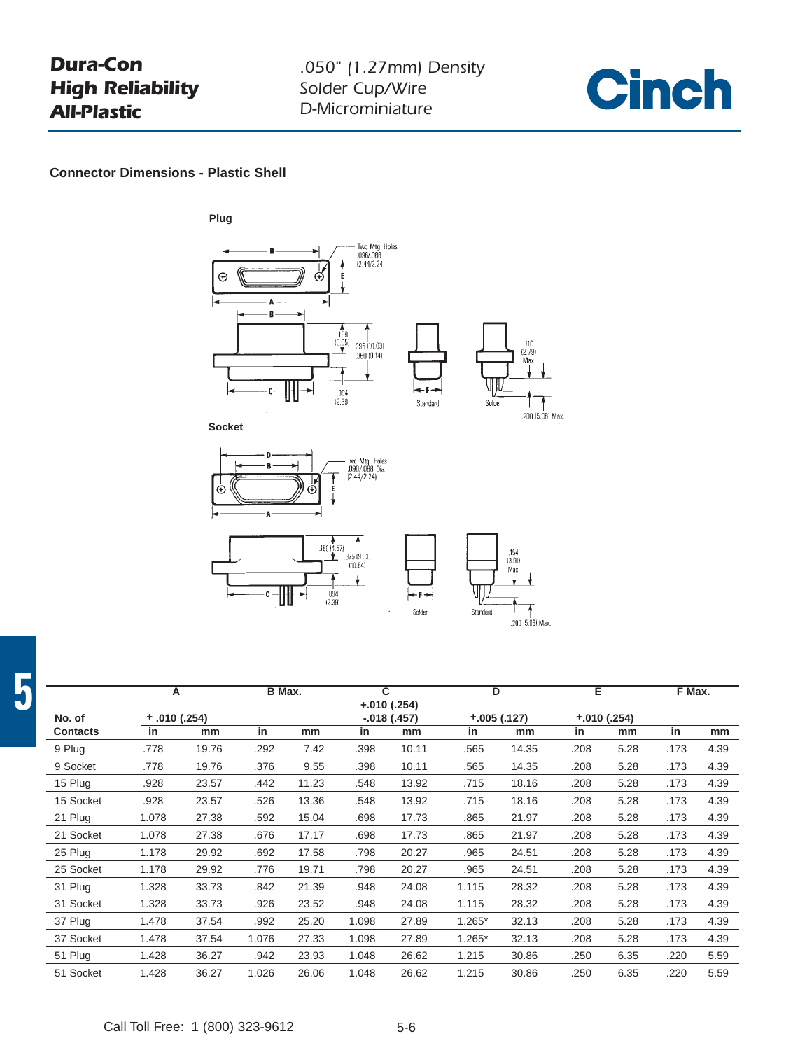**Dura-Con**
**High Reliability**
**All-Plastic**

*.050" (1.27mm) Density*
*Solder Cup/Wire*
*D-Microminiature*

**Cinch**

### Connector Dimensions - Plastic Shell

**Plug**

Two Mtg. Holes .096/.088 (2.44/2.24)

.199 (5.05) .395 (10.03) .360 (9.14) .094 (2.39)

Standard Solder .110 (2.79) Max. .200 (5.08) Max.

**Socket**

Two Mtg. Holes .096/.088 Dia. (2.44/2.24)

.180 (4.57) .375 (9.53) (10.64) .094 (2.39)

Solder Standard .154 (3.91) Max. .200 (5.08) Max.

| No. of Contacts | A ±.010 (.254) | | B Max. | | C +.010 (.254) -.018 (.457) | | D ±.005 (.127) | | E ±.010 (.254) | | F Max. | |
|---|---|---|---|---|---|---|---|---|---|---|---|---|
| | in | mm | in | mm | in | mm | in | mm | in | mm | in | mm |
| 9 Plug | .778 | 19.76 | .292 | 7.42 | .398 | 10.11 | .565 | 14.35 | .208 | 5.28 | .173 | 4.39 |
| 9 Socket | .778 | 19.76 | .376 | 9.55 | .398 | 10.11 | .565 | 14.35 | .208 | 5.28 | .173 | 4.39 |
| 15 Plug | .928 | 23.57 | .442 | 11.23 | .548 | 13.92 | .715 | 18.16 | .208 | 5.28 | .173 | 4.39 |
| 15 Socket | .928 | 23.57 | .526 | 13.36 | .548 | 13.92 | .715 | 18.16 | .208 | 5.28 | .173 | 4.39 |
| 21 Plug | 1.078 | 27.38 | .592 | 15.04 | .698 | 17.73 | .865 | 21.97 | .208 | 5.28 | .173 | 4.39 |
| 21 Socket | 1.078 | 27.38 | .676 | 17.17 | .698 | 17.73 | .865 | 21.97 | .208 | 5.28 | .173 | 4.39 |
| 25 Plug | 1.178 | 29.92 | .692 | 17.58 | .798 | 20.27 | .965 | 24.51 | .208 | 5.28 | .173 | 4.39 |
| 25 Socket | 1.178 | 29.92 | .776 | 19.71 | .798 | 20.27 | .965 | 24.51 | .208 | 5.28 | .173 | 4.39 |
| 31 Plug | 1.328 | 33.73 | .842 | 21.39 | .948 | 24.08 | 1.115 | 28.32 | .208 | 5.28 | .173 | 4.39 |
| 31 Socket | 1.328 | 33.73 | .926 | 23.52 | .948 | 24.08 | 1.115 | 28.32 | .208 | 5.28 | .173 | 4.39 |
| 37 Plug | 1.478 | 37.54 | .992 | 25.20 | 1.098 | 27.89 | 1.265* | 32.13 | .208 | 5.28 | .173 | 4.39 |
| 37 Socket | 1.478 | 37.54 | 1.076 | 27.33 | 1.098 | 27.89 | 1.265* | 32.13 | .208 | 5.28 | .173 | 4.39 |
| 51 Plug | 1.428 | 36.27 | .942 | 23.93 | 1.048 | 26.62 | 1.215 | 30.86 | .250 | 6.35 | .220 | 5.59 |
| 51 Socket | 1.428 | 36.27 | 1.026 | 26.06 | 1.048 | 26.62 | 1.215 | 30.86 | .250 | 6.35 | .220 | 5.59 |

Call Toll Free: 1 (800) 323-9612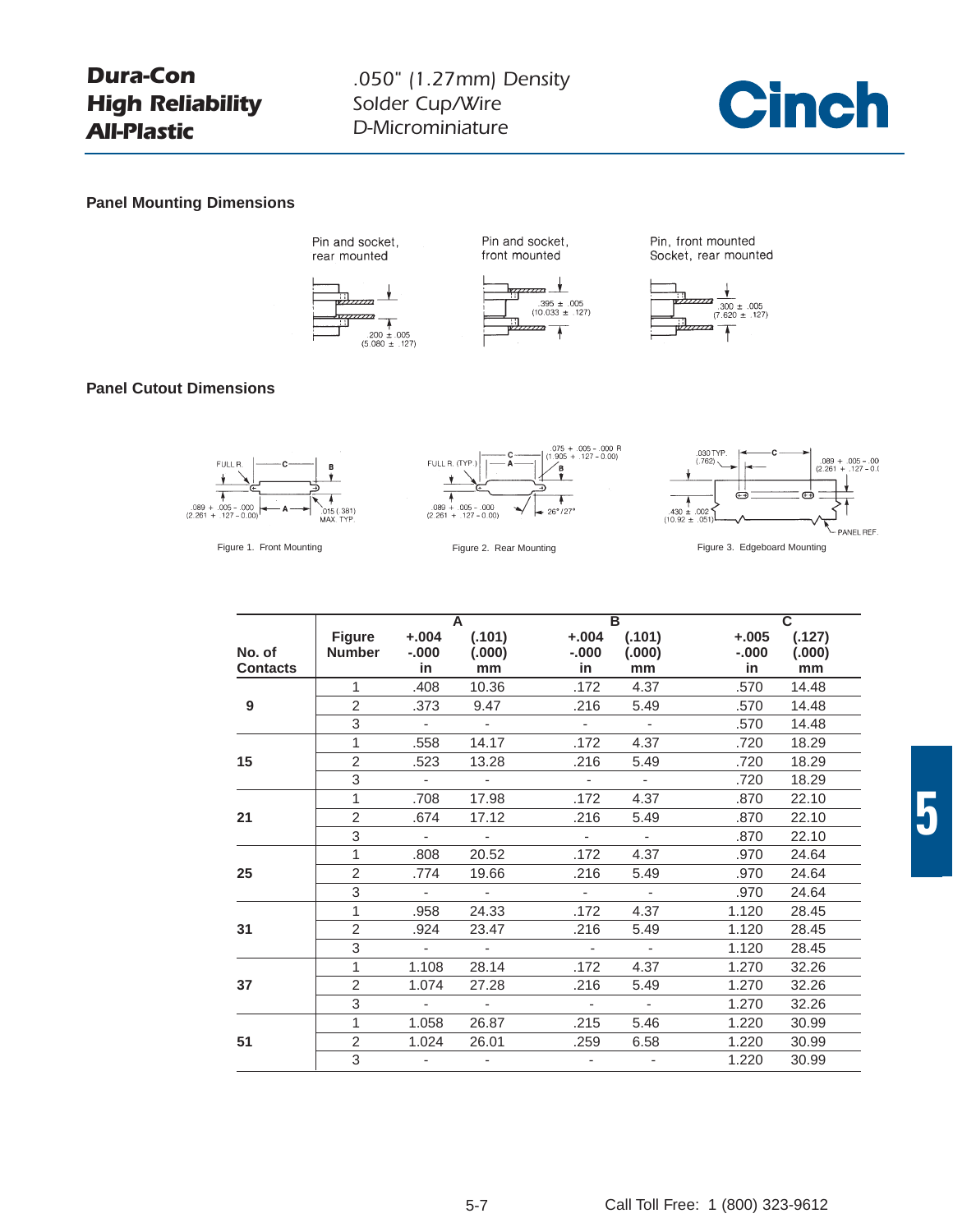## Panel Mounting Dimensions

Pin and socket, rear mounted

.200 ± .005
(5.080 ± .127)

Pin and socket, front mounted

.395 ± .005
(10.033 ± .127)

Pin, front mounted
Socket, rear mounted

.300 ± .005
(7.620 ± .127)

## Panel Cutout Dimensions

FULL R.
.089 + .005 – .000
(2.261 + .127 – 0.00)
.015 (.381)
MAX. TYP.

Figure 1. Front Mounting

FULL R. (TYP.)
.075 + .005 – .000 R
(1.905 + .127 – 0.00)
.089 + .005 – .000
(2.261 + .127 – 0.00)
26°/27°

Figure 2. Rear Mounting

.030 TYP.
(.762)
.089 + .005 – .000
(2.261 + .127 – 0.00)
.430 ± .002
(10.92 ± .051)
PANEL REF.

Figure 3. Edgeboard Mounting

| No. of Contacts | Figure Number | A +.004 -.000 in | A (.101) (.000) mm | B +.004 -.000 in | B (.101) (.000) mm | C +.005 -.000 in | C (.127) (.000) mm |
|---|---|---|---|---|---|---|---|
| 9 | 1 | .408 | 10.36 | .172 | 4.37 | .570 | 14.48 |
| | 2 | .373 | 9.47 | .216 | 5.49 | .570 | 14.48 |
| | 3 | - | - | - | - | .570 | 14.48 |
| 15 | 1 | .558 | 14.17 | .172 | 4.37 | .720 | 18.29 |
| | 2 | .523 | 13.28 | .216 | 5.49 | .720 | 18.29 |
| | 3 | - | - | - | - | .720 | 18.29 |
| 21 | 1 | .708 | 17.98 | .172 | 4.37 | .870 | 22.10 |
| | 2 | .674 | 17.12 | .216 | 5.49 | .870 | 22.10 |
| | 3 | - | - | - | - | .870 | 22.10 |
| 25 | 1 | .808 | 20.52 | .172 | 4.37 | .970 | 24.64 |
| | 2 | .774 | 19.66 | .216 | 5.49 | .970 | 24.64 |
| | 3 | - | - | - | - | .970 | 24.64 |
| 31 | 1 | .958 | 24.33 | .172 | 4.37 | 1.120 | 28.45 |
| | 2 | .924 | 23.47 | .216 | 5.49 | 1.120 | 28.45 |
| | 3 | - | - | - | - | 1.120 | 28.45 |
| 37 | 1 | 1.108 | 28.14 | .172 | 4.37 | 1.270 | 32.26 |
| | 2 | 1.074 | 27.28 | .216 | 5.49 | 1.270 | 32.26 |
| | 3 | - | - | - | - | 1.270 | 32.26 |
| 51 | 1 | 1.058 | 26.87 | .215 | 5.46 | 1.220 | 30.99 |
| | 2 | 1.024 | 26.01 | .259 | 6.58 | 1.220 | 30.99 |
| | 3 | - | - | - | - | 1.220 | 30.99 |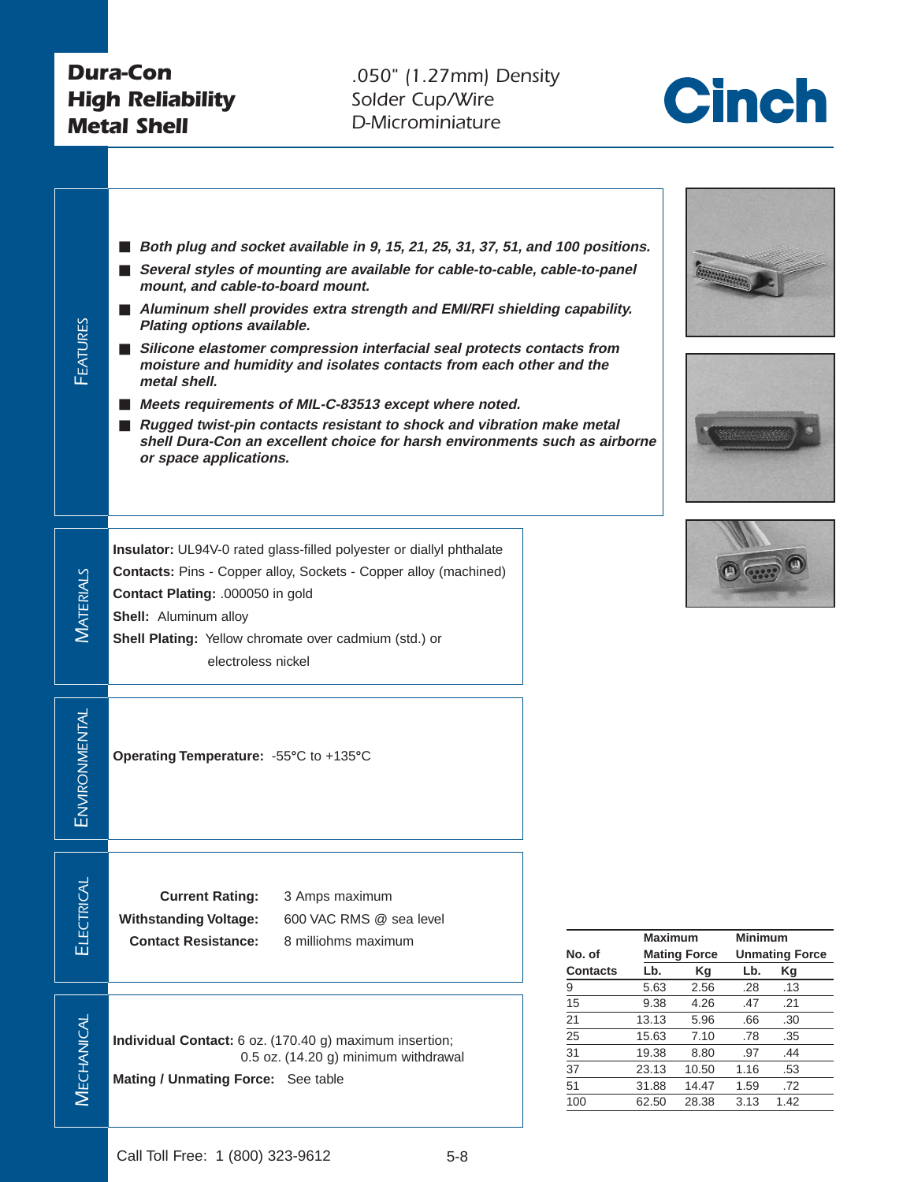# Dura-Con High Reliability Metal Shell

.050" (1.27mm) Density
Solder Cup/Wire
D-Microminiature

Cinch

## Features

- ***Both plug and socket available in 9, 15, 21, 25, 31, 37, 51, and 100 positions.***
- ***Several styles of mounting are available for cable-to-cable, cable-to-panel mount, and cable-to-board mount.***
- ***Aluminum shell provides extra strength and EMI/RFI shielding capability. Plating options available.***
- ***Silicone elastomer compression interfacial seal protects contacts from moisture and humidity and isolates contacts from each other and the metal shell.***
- ***Meets requirements of MIL-C-83513 except where noted.***
- ***Rugged twist-pin contacts resistant to shock and vibration make metal shell Dura-Con an excellent choice for harsh environments such as airborne or space applications.***

## Materials

**Insulator:** UL94V-0 rated glass-filled polyester or diallyl phthalate

**Contacts:** Pins - Copper alloy, Sockets - Copper alloy (machined)

**Contact Plating:** .000050 in gold

**Shell:** Aluminum alloy

**Shell Plating:** Yellow chromate over cadmium (std.) or electroless nickel

## Environmental

**Operating Temperature:** -55°C to +135°C

## Electrical

**Current Rating:** 3 Amps maximum

**Withstanding Voltage:** 600 VAC RMS @ sea level

**Contact Resistance:** 8 milliohms maximum

## Mechanical

**Individual Contact:** 6 oz. (170.40 g) maximum insertion; 0.5 oz. (14.20 g) minimum withdrawal

**Mating / Unmating Force:** See table

| No. of Contacts | Maximum Mating Force Lb. | Maximum Mating Force Kg | Minimum Unmating Force Lb. | Minimum Unmating Force Kg |
|---|---|---|---|---|
| 9 | 5.63 | 2.56 | .28 | .13 |
| 15 | 9.38 | 4.26 | .47 | .21 |
| 21 | 13.13 | 5.96 | .66 | .30 |
| 25 | 15.63 | 7.10 | .78 | .35 |
| 31 | 19.38 | 8.80 | .97 | .44 |
| 37 | 23.13 | 10.50 | 1.16 | .53 |
| 51 | 31.88 | 14.47 | 1.59 | .72 |
| 100 | 62.50 | 28.38 | 3.13 | 1.42 |

Call Toll Free: 1 (800) 323-9612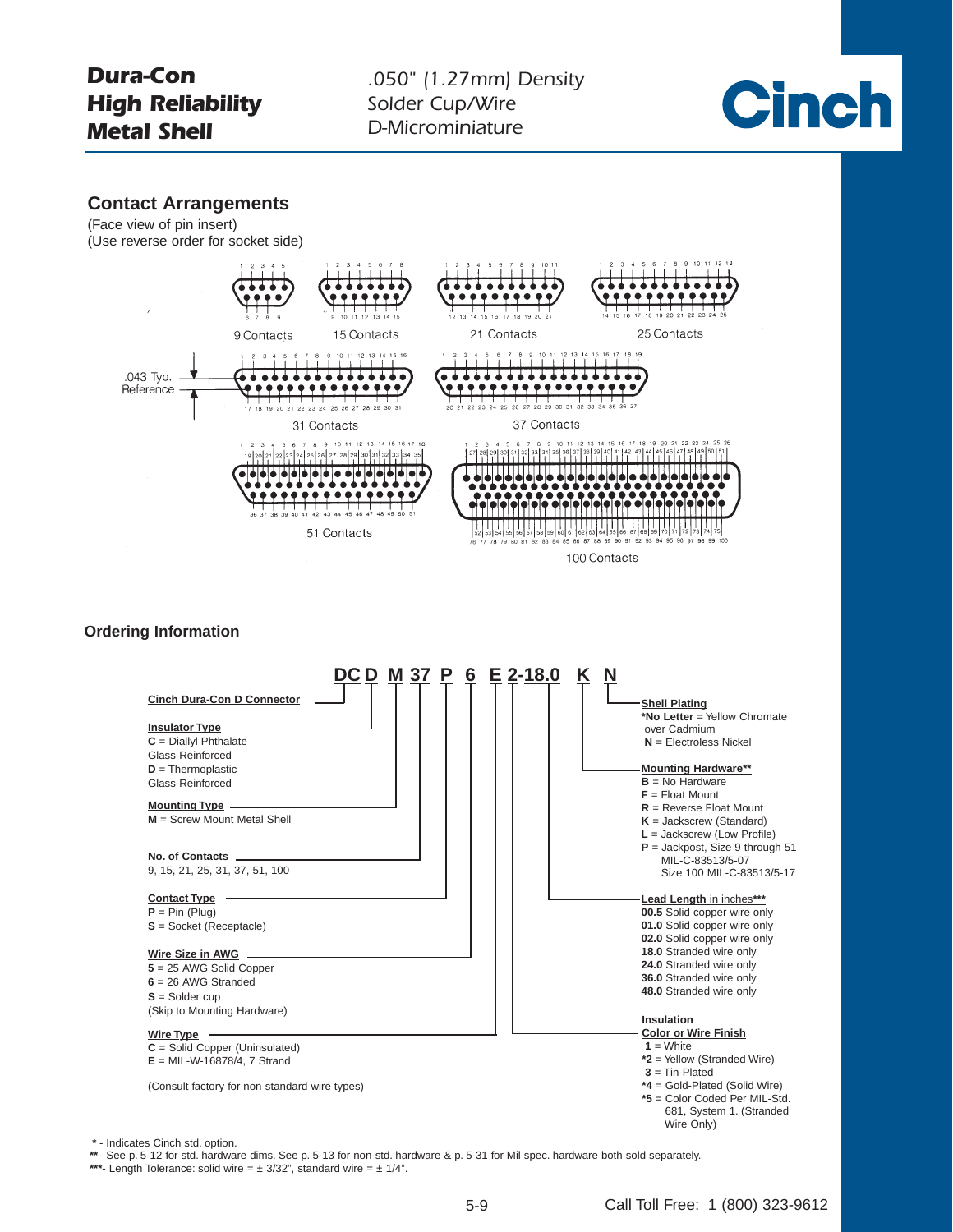**Dura-Con**
**High Reliability**
**Metal Shell**

*.050" (1.27mm) Density*
*Solder Cup/Wire*
*D-Microminiature*

**Cinch**

## Contact Arrangements

(Face view of pin insert)
(Use reverse order for socket side)

9 Contacts

15 Contacts

21 Contacts

25 Contacts

.043 Typ. Reference

31 Contacts

37 Contacts

51 Contacts

100 Contacts

## Ordering Information

**DC D M 37 P 6 E 2-18.0 K N**

**Cinch Dura-Con D Connector**

**Insulator Type**
**C** = Diallyl Phthalate Glass-Reinforced
**D** = Thermoplastic Glass-Reinforced

**Mounting Type**
**M** = Screw Mount Metal Shell

**No. of Contacts**
9, 15, 21, 25, 31, 37, 51, 100

**Contact Type**
**P** = Pin (Plug)
**S** = Socket (Receptacle)

**Wire Size in AWG**
**5** = 25 AWG Solid Copper
**6** = 26 AWG Stranded
**S** = Solder cup
(Skip to Mounting Hardware)

**Wire Type**
**C** = Solid Copper (Uninsulated)
**E** = MIL-W-16878/4, 7 Strand

(Consult factory for non-standard wire types)

**Shell Plating**
***No Letter** = Yellow Chromate over Cadmium
**N** = Electroless Nickel

**Mounting Hardware****
**B** = No Hardware
**F** = Float Mount
**R** = Reverse Float Mount
**K** = Jackscrew (Standard)
**L** = Jackscrew (Low Profile)
**P** = Jackpost, Size 9 through 51 MIL-C-83513/5-07
Size 100 MIL-C-83513/5-17

**Lead Length** in inches***
**00.5** Solid copper wire only
**01.0** Solid copper wire only
**02.0** Solid copper wire only
**18.0** Stranded wire only
**24.0** Stranded wire only
**36.0** Stranded wire only
**48.0** Stranded wire only

**Insulation**
**Color or Wire Finish**
**1** = White
***2** = Yellow (Stranded Wire)
**3** = Tin-Plated
***4** = Gold-Plated (Solid Wire)
***5** = Color Coded Per MIL-Std. 681, System 1. (Stranded Wire Only)

**\*** - Indicates Cinch std. option.
**\*\*** - See p. 5-12 for std. hardware dims. See p. 5-13 for non-std. hardware & p. 5-31 for Mil spec. hardware both sold separately.
**\*\*\***- Length Tolerance: solid wire = ± 3/32", standard wire = ± 1/4".

Call Toll Free: 1 (800) 323-9612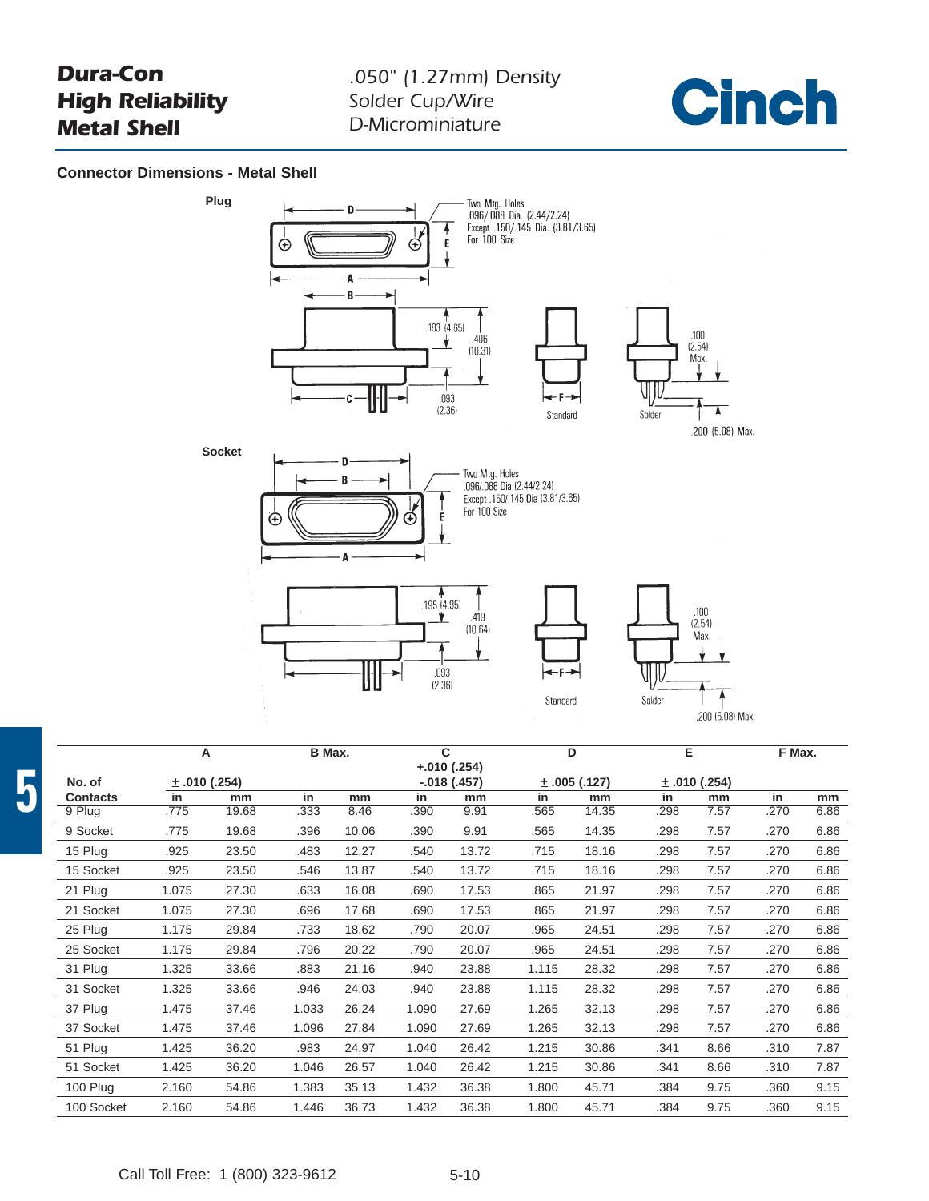# Dura-Con High Reliability Metal Shell

.050" (1.27mm) Density
Solder Cup/Wire
D-Microminiature

**Cinch**

## Connector Dimensions - Metal Shell

**Plug**

Two Mtg. Holes
.096/.088 Dia. (2.44/2.24)
Except .150/.145 Dia. (3.81/3.65)
For 100 Size

.183 (4.65)
.406 (10.31)
.093 (2.36)

Standard

Solder

.100 (2.54) Max.

.200 (5.08) Max.

**Socket**

Two Mtg. Holes
.096/.088 Dia (2.44/2.24)
Except .150/.145 Dia (3.81/3.65)
For 100 Size

.195 (4.95)
.419 (10.64)
.093 (2.36)

Standard

Solder

.100 (2.54) Max.

.200 (5.08) Max.

| No. of Contacts | A ± .010 (.254) | | B Max. | | C +.010 (.254) -.018 (.457) | | D ± .005 (.127) | | E ± .010 (.254) | | F Max. | |
|---|---|---|---|---|---|---|---|---|---|---|---|---|
| | in | mm | in | mm | in | mm | in | mm | in | mm | in | mm |
| 9 Plug | .775 | 19.68 | .333 | 8.46 | .390 | 9.91 | .565 | 14.35 | .298 | 7.57 | .270 | 6.86 |
| 9 Socket | .775 | 19.68 | .396 | 10.06 | .390 | 9.91 | .565 | 14.35 | .298 | 7.57 | .270 | 6.86 |
| 15 Plug | .925 | 23.50 | .483 | 12.27 | .540 | 13.72 | .715 | 18.16 | .298 | 7.57 | .270 | 6.86 |
| 15 Socket | .925 | 23.50 | .546 | 13.87 | .540 | 13.72 | .715 | 18.16 | .298 | 7.57 | .270 | 6.86 |
| 21 Plug | 1.075 | 27.30 | .633 | 16.08 | .690 | 17.53 | .865 | 21.97 | .298 | 7.57 | .270 | 6.86 |
| 21 Socket | 1.075 | 27.30 | .696 | 17.68 | .690 | 17.53 | .865 | 21.97 | .298 | 7.57 | .270 | 6.86 |
| 25 Plug | 1.175 | 29.84 | .733 | 18.62 | .790 | 20.07 | .965 | 24.51 | .298 | 7.57 | .270 | 6.86 |
| 25 Socket | 1.175 | 29.84 | .796 | 20.22 | .790 | 20.07 | .965 | 24.51 | .298 | 7.57 | .270 | 6.86 |
| 31 Plug | 1.325 | 33.66 | .883 | 21.16 | .940 | 23.88 | 1.115 | 28.32 | .298 | 7.57 | .270 | 6.86 |
| 31 Socket | 1.325 | 33.66 | .946 | 24.03 | .940 | 23.88 | 1.115 | 28.32 | .298 | 7.57 | .270 | 6.86 |
| 37 Plug | 1.475 | 37.46 | 1.033 | 26.24 | 1.090 | 27.69 | 1.265 | 32.13 | .298 | 7.57 | .270 | 6.86 |
| 37 Socket | 1.475 | 37.46 | 1.096 | 27.84 | 1.090 | 27.69 | 1.265 | 32.13 | .298 | 7.57 | .270 | 6.86 |
| 51 Plug | 1.425 | 36.20 | .983 | 24.97 | 1.040 | 26.42 | 1.215 | 30.86 | .341 | 8.66 | .310 | 7.87 |
| 51 Socket | 1.425 | 36.20 | 1.046 | 26.57 | 1.040 | 26.42 | 1.215 | 30.86 | .341 | 8.66 | .310 | 7.87 |
| 100 Plug | 2.160 | 54.86 | 1.383 | 35.13 | 1.432 | 36.38 | 1.800 | 45.71 | .384 | 9.75 | .360 | 9.15 |
| 100 Socket | 2.160 | 54.86 | 1.446 | 36.73 | 1.432 | 36.38 | 1.800 | 45.71 | .384 | 9.75 | .360 | 9.15 |

Call Toll Free: 1 (800) 323-9612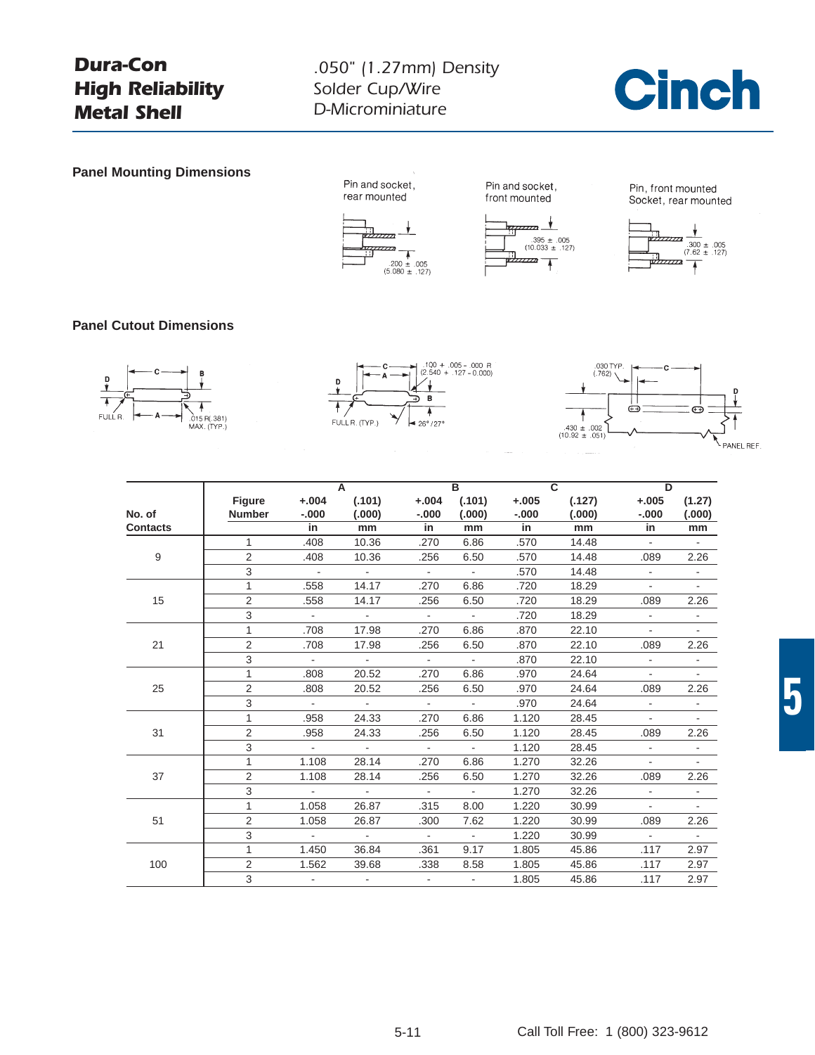**Dura-Con High Reliability Metal Shell**

.050" (1.27mm) Density
Solder Cup/Wire
D-Microminiature

## Panel Mounting Dimensions

Pin and socket, rear mounted

.200 ± .005
(5.080 ± .127)

Pin and socket, front mounted

.395 ± .005
(10.033 ± .127)

Pin, front mounted
Socket, rear mounted

.300 ± .005
(7.62 ± .127)

## Panel Cutout Dimensions

D, C, B, A
FULL R.
.015 R(.381) MAX. (TYP.)

D, C, A, B
.100 + .005 – .000 R
(2.540 + .127 – 0.000)
FULL R. (TYP.)
26°/27°

.030 TYP. (.762)
C, D
.430 ± .002
(10.92 ± .051)
PANEL REF.

| No. of Contacts | Figure Number | A +.004 -.000 in | A (.101) (.000) mm | B +.004 -.000 in | B (.101) (.000) mm | C +.005 -.000 in | C (.127) (.000) mm | D +.005 -.000 in | D (1.27) (.000) mm |
|---|---|---|---|---|---|---|---|---|---|
| 9 | 1 | .408 | 10.36 | .270 | 6.86 | .570 | 14.48 | - | - |
| | 2 | .408 | 10.36 | .256 | 6.50 | .570 | 14.48 | .089 | 2.26 |
| | 3 | - | - | - | - | .570 | 14.48 | - | - |
| 15 | 1 | .558 | 14.17 | .270 | 6.86 | .720 | 18.29 | - | - |
| | 2 | .558 | 14.17 | .256 | 6.50 | .720 | 18.29 | .089 | 2.26 |
| | 3 | - | - | - | - | .720 | 18.29 | - | - |
| 21 | 1 | .708 | 17.98 | .270 | 6.86 | .870 | 22.10 | - | - |
| | 2 | .708 | 17.98 | .256 | 6.50 | .870 | 22.10 | .089 | 2.26 |
| | 3 | - | - | - | - | .870 | 22.10 | - | - |
| 25 | 1 | .808 | 20.52 | .270 | 6.86 | .970 | 24.64 | - | - |
| | 2 | .808 | 20.52 | .256 | 6.50 | .970 | 24.64 | .089 | 2.26 |
| | 3 | - | - | - | - | .970 | 24.64 | - | - |
| 31 | 1 | .958 | 24.33 | .270 | 6.86 | 1.120 | 28.45 | - | - |
| | 2 | .958 | 24.33 | .256 | 6.50 | 1.120 | 28.45 | .089 | 2.26 |
| | 3 | - | - | - | - | 1.120 | 28.45 | - | - |
| 37 | 1 | 1.108 | 28.14 | .270 | 6.86 | 1.270 | 32.26 | - | - |
| | 2 | 1.108 | 28.14 | .256 | 6.50 | 1.270 | 32.26 | .089 | 2.26 |
| | 3 | - | - | - | - | 1.270 | 32.26 | - | - |
| 51 | 1 | 1.058 | 26.87 | .315 | 8.00 | 1.220 | 30.99 | - | - |
| | 2 | 1.058 | 26.87 | .300 | 7.62 | 1.220 | 30.99 | .089 | 2.26 |
| | 3 | - | - | - | - | 1.220 | 30.99 | - | - |
| 100 | 1 | 1.450 | 36.84 | .361 | 9.17 | 1.805 | 45.86 | .117 | 2.97 |
| | 2 | 1.562 | 39.68 | .338 | 8.58 | 1.805 | 45.86 | .117 | 2.97 |
| | 3 | - | - | - | - | 1.805 | 45.86 | .117 | 2.97 |

Call Toll Free: 1 (800) 323-9612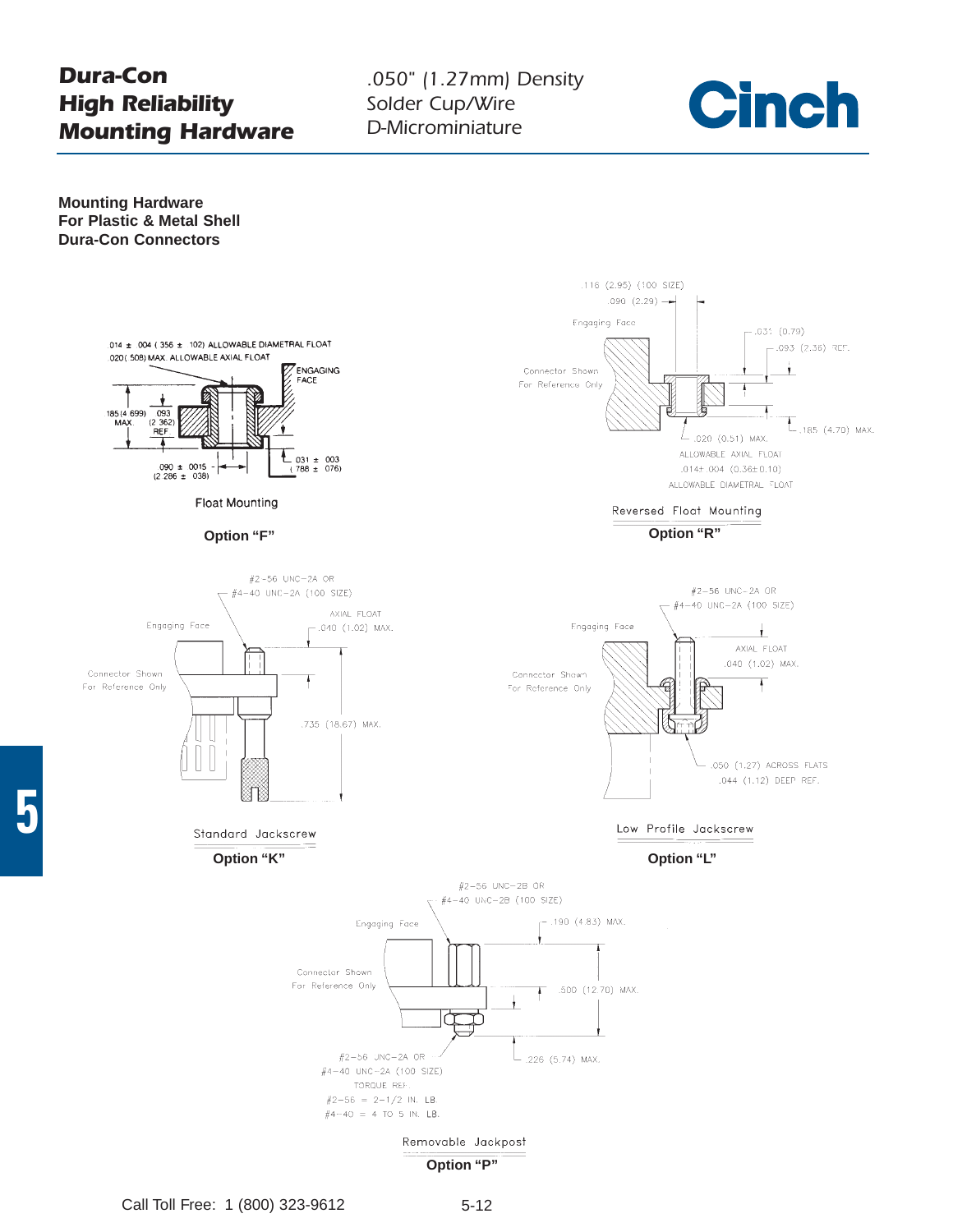# Dura-Con High Reliability Mounting Hardware

*.050" (1.27mm) Density Solder Cup/Wire D-Microminiature*

**Cinch**

**Mounting Hardware For Plastic & Metal Shell Dura-Con Connectors**

.014 ± .004 (.356 ± .102) ALLOWABLE DIAMETRAL FLOAT
.020 (.508) MAX. ALLOWABLE AXIAL FLOAT
ENGAGING FACE
.185 (4.699) MAX.
.093 (2.362) REF.
.090 ± .0015 (2.286 ± .038)
.031 ± .003 (.788 ± .076)

Float Mounting

**Option "F"**

.116 (2.95) (100 SIZE)
.090 (2.29)
Engaging Face
.031 (0.79)
.093 (2.36) REF.
Connector Shown For Reference Only
.185 (4.70) MAX.
.020 (0.51) MAX. ALLOWABLE AXIAL FLOAT
.014±.004 (0.36±0.10) ALLOWABLE DIAMETRAL FLOAT

Reversed Float Mounting

**Option "R"**

#2-56 UNC-2A OR #4-40 UNC-2A (100 SIZE)
Engaging Face
AXIAL FLOAT .040 (1.02) MAX.
Connector Shown For Reference Only
.735 (18.67) MAX.

Standard Jackscrew

**Option "K"**

#2-56 UNC-2A OR #4-40 UNC-2A (100 SIZE)
Engaging Face
AXIAL FLOAT .040 (1.02) MAX.
Connector Shown For Reference Only
.050 (1.27) ACROSS FLATS
.044 (1.12) DEEP REF.

Low Profile Jackscrew

**Option "L"**

#2-56 UNC-2B OR #4-40 UNC-2B (100 SIZE)
Engaging Face
.190 (4.83) MAX.
Connector Shown For Reference Only
.500 (12.70) MAX.
#2-56 UNC-2A OR #4-40 UNC-2A (100 SIZE)
.226 (5.74) MAX.
TORQUE REF.
#2-56 = 2-1/2 IN. LB.
#4-40 = 4 TO 5 IN. LB.

Removable Jackpost

**Option "P"**

Call Toll Free: 1 (800) 323-9612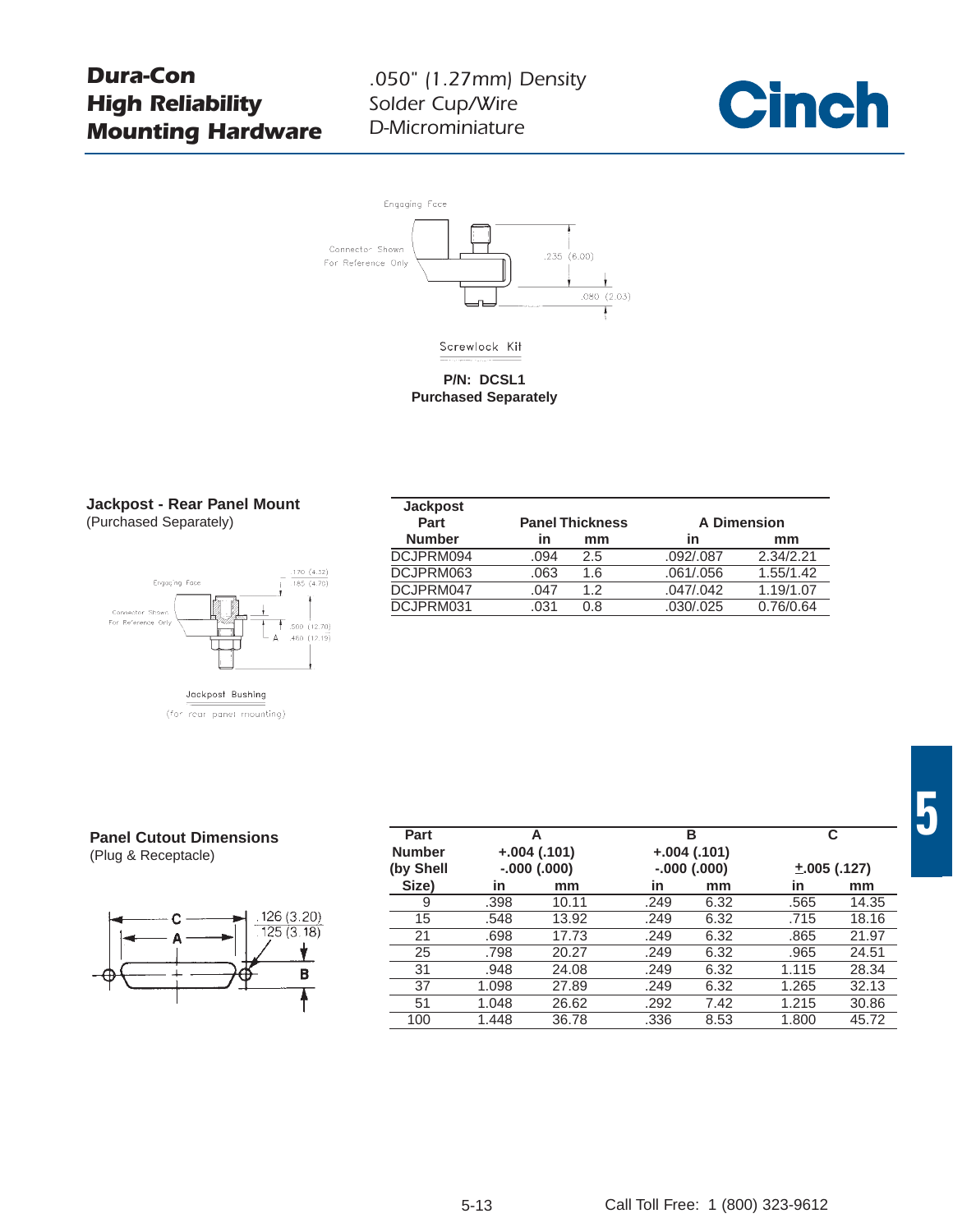# Dura-Con High Reliability Mounting Hardware

*.050" (1.27mm) Density Solder Cup/Wire D-Microminiature*

Cinch

Engaging Face

Connector Shown For Reference Only

.235 (6.00)

.080 (2.03)

Screwlock Kit

**P/N: DCSL1**
**Purchased Separately**

## Jackpost - Rear Panel Mount

(Purchased Separately)

Engaging Face

Connector Shown For Reference Only

.170 (4.32) .185 (4.70)

.500 (12.70) .480 (12.19)

A

Jackpost Bushing
(for rear panel mounting)

| Jackpost Part Number | Panel Thickness | | A Dimension | |
|---|---|---|---|---|
| | in | mm | in | mm |
| DCJPRM094 | .094 | 2.5 | .092/.087 | 2.34/2.21 |
| DCJPRM063 | .063 | 1.6 | .061/.056 | 1.55/1.42 |
| DCJPRM047 | .047 | 1.2 | .047/.042 | 1.19/1.07 |
| DCJPRM031 | .031 | 0.8 | .030/.025 | 0.76/0.64 |

## Panel Cutout Dimensions

(Plug & Receptacle)

C

A

.126 (3.20)
.125 (3.18)

B

| Part Number (by Shell Size) | A +.004 (.101) -.000 (.000) | | B +.004 (.101) -.000 (.000) | | C ±.005 (.127) | |
|---|---|---|---|---|---|---|
| | in | mm | in | mm | in | mm |
| 9 | .398 | 10.11 | .249 | 6.32 | .565 | 14.35 |
| 15 | .548 | 13.92 | .249 | 6.32 | .715 | 18.16 |
| 21 | .698 | 17.73 | .249 | 6.32 | .865 | 21.97 |
| 25 | .798 | 20.27 | .249 | 6.32 | .965 | 24.51 |
| 31 | .948 | 24.08 | .249 | 6.32 | 1.115 | 28.34 |
| 37 | 1.098 | 27.89 | .249 | 6.32 | 1.265 | 32.13 |
| 51 | 1.048 | 26.62 | .292 | 7.42 | 1.215 | 30.86 |
| 100 | 1.448 | 36.78 | .336 | 8.53 | 1.800 | 45.72 |

Call Toll Free: 1 (800) 323-9612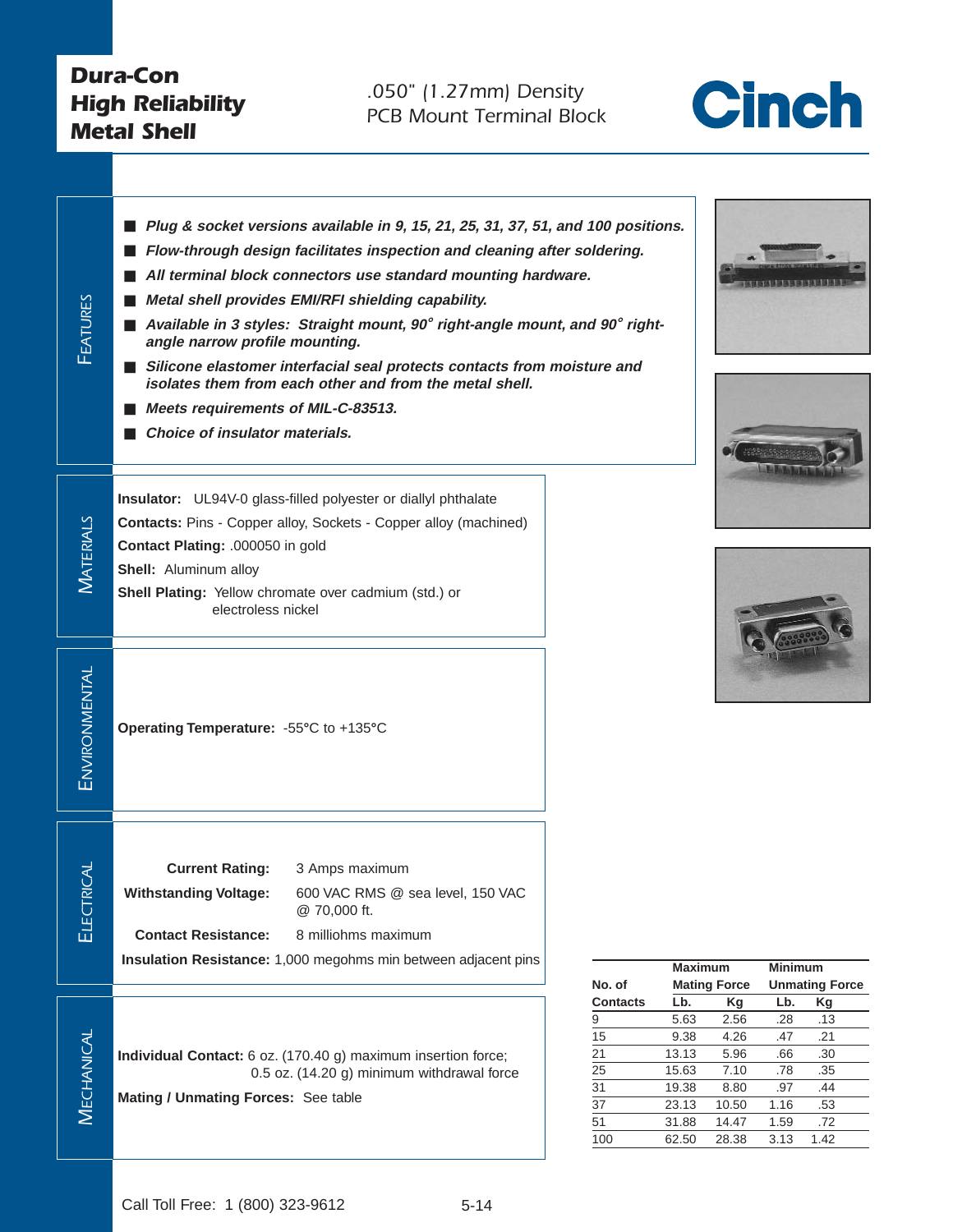# Dura-Con High Reliability Metal Shell

## .050" (1.27mm) Density PCB Mount Terminal Block

Cinch

## Features

- ***Plug & socket versions available in 9, 15, 21, 25, 31, 37, 51, and 100 positions.***
- ***Flow-through design facilitates inspection and cleaning after soldering.***
- ***All terminal block connectors use standard mounting hardware.***
- ***Metal shell provides EMI/RFI shielding capability.***
- ***Available in 3 styles: Straight mount, 90° right-angle mount, and 90° right-angle narrow profile mounting.***
- ***Silicone elastomer interfacial seal protects contacts from moisture and isolates them from each other and from the metal shell.***
- ***Meets requirements of MIL-C-83513.***
- ***Choice of insulator materials.***

## Materials

**Insulator:** UL94V-0 glass-filled polyester or diallyl phthalate

**Contacts:** Pins - Copper alloy, Sockets - Copper alloy (machined)

**Contact Plating:** .000050 in gold

**Shell:** Aluminum alloy

**Shell Plating:** Yellow chromate over cadmium (std.) or electroless nickel

## Environmental

**Operating Temperature:** -55°C to +135°C

## Electrical

**Current Rating:** 3 Amps maximum

**Withstanding Voltage:** 600 VAC RMS @ sea level, 150 VAC @ 70,000 ft.

**Contact Resistance:** 8 milliohms maximum

**Insulation Resistance:** 1,000 megohms min between adjacent pins

## Mechanical

**Individual Contact:** 6 oz. (170.40 g) maximum insertion force; 0.5 oz. (14.20 g) minimum withdrawal force

**Mating / Unmating Forces:** See table

| No. of Contacts | Maximum Mating Force | | Minimum Unmating Force | |
|---|---|---|---|---|
| | Lb. | Kg | Lb. | Kg |
| 9 | 5.63 | 2.56 | .28 | .13 |
| 15 | 9.38 | 4.26 | .47 | .21 |
| 21 | 13.13 | 5.96 | .66 | .30 |
| 25 | 15.63 | 7.10 | .78 | .35 |
| 31 | 19.38 | 8.80 | .97 | .44 |
| 37 | 23.13 | 10.50 | 1.16 | .53 |
| 51 | 31.88 | 14.47 | 1.59 | .72 |
| 100 | 62.50 | 28.38 | 3.13 | 1.42 |

Call Toll Free: 1 (800) 323-9612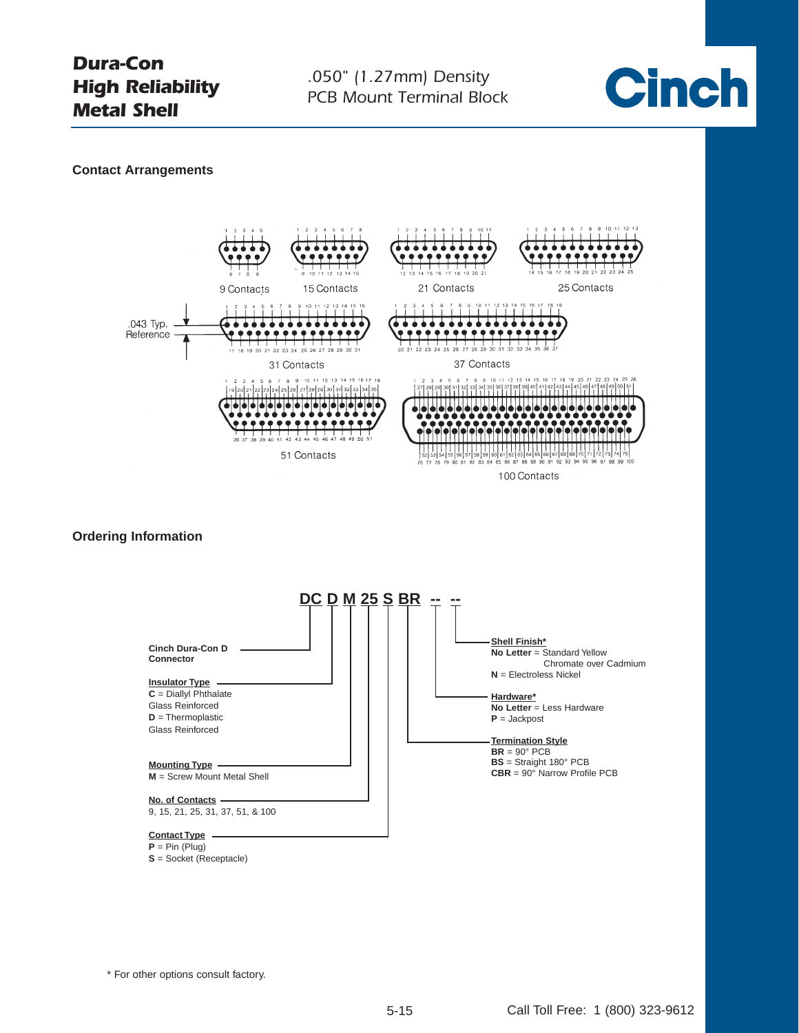# Dura-Con High Reliability Metal Shell

*.050" (1.27mm) Density PCB Mount Terminal Block*

Cinch

## Contact Arrangements

9 Contacts

15 Contacts

21 Contacts

25 Contacts

.043 Typ. Reference

31 Contacts

37 Contacts

51 Contacts

100 Contacts

## Ordering Information

**DC D M 25 S BR -- --**

**Cinch Dura-Con D Connector**

**Insulator Type**
**C** = Diallyl Phthalate Glass Reinforced
**D** = Thermoplastic Glass Reinforced

**Mounting Type**
**M** = Screw Mount Metal Shell

**No. of Contacts**
9, 15, 21, 25, 31, 37, 51, & 100

**Contact Type**
**P** = Pin (Plug)
**S** = Socket (Receptacle)

**Shell Finish***
**No Letter** = Standard Yellow Chromate over Cadmium
**N** = Electroless Nickel

**Hardware***
**No Letter** = Less Hardware
**P** = Jackpost

**Termination Style**
**BR** = 90° PCB
**BS** = Straight 180° PCB
**CBR** = 90° Narrow Profile PCB

* For other options consult factory.

Call Toll Free: 1 (800) 323-9612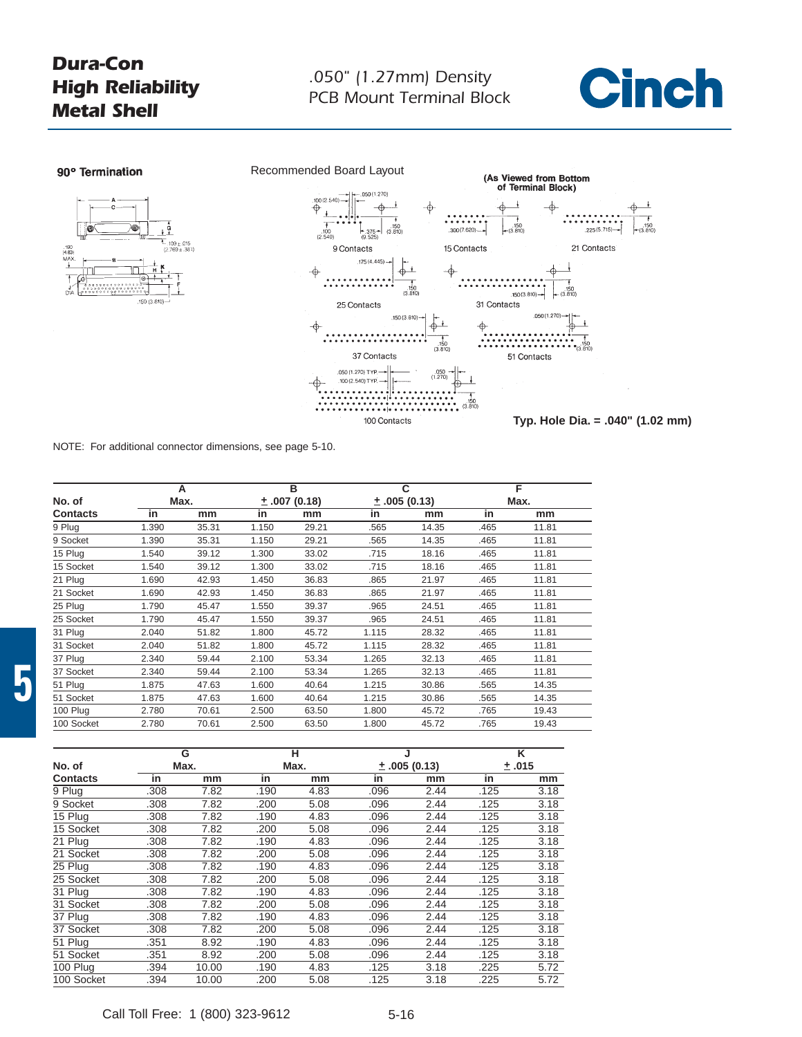**Dura-Con**
**High Reliability**
**Metal Shell**

*.050" (1.27mm) Density*
*PCB Mount Terminal Block*

**90° Termination**

Recommended Board Layout

**(As Viewed from Bottom of Terminal Block)**

9 Contacts   15 Contacts   21 Contacts

25 Contacts   31 Contacts

37 Contacts   51 Contacts

100 Contacts

**Typ. Hole Dia. = .040" (1.02 mm)**

NOTE: For additional connector dimensions, see page 5-10.

| No. of Contacts | A Max. | | B ±.007 (0.18) | | C ±.005 (0.13) | | F Max. | |
|---|---|---|---|---|---|---|---|---|
| | in | mm | in | mm | in | mm | in | mm |
| 9 Plug | 1.390 | 35.31 | 1.150 | 29.21 | .565 | 14.35 | .465 | 11.81 |
| 9 Socket | 1.390 | 35.31 | 1.150 | 29.21 | .565 | 14.35 | .465 | 11.81 |
| 15 Plug | 1.540 | 39.12 | 1.300 | 33.02 | .715 | 18.16 | .465 | 11.81 |
| 15 Socket | 1.540 | 39.12 | 1.300 | 33.02 | .715 | 18.16 | .465 | 11.81 |
| 21 Plug | 1.690 | 42.93 | 1.450 | 36.83 | .865 | 21.97 | .465 | 11.81 |
| 21 Socket | 1.690 | 42.93 | 1.450 | 36.83 | .865 | 21.97 | .465 | 11.81 |
| 25 Plug | 1.790 | 45.47 | 1.550 | 39.37 | .965 | 24.51 | .465 | 11.81 |
| 25 Socket | 1.790 | 45.47 | 1.550 | 39.37 | .965 | 24.51 | .465 | 11.81 |
| 31 Plug | 2.040 | 51.82 | 1.800 | 45.72 | 1.115 | 28.32 | .465 | 11.81 |
| 31 Socket | 2.040 | 51.82 | 1.800 | 45.72 | 1.115 | 28.32 | .465 | 11.81 |
| 37 Plug | 2.340 | 59.44 | 2.100 | 53.34 | 1.265 | 32.13 | .465 | 11.81 |
| 37 Socket | 2.340 | 59.44 | 2.100 | 53.34 | 1.265 | 32.13 | .465 | 11.81 |
| 51 Plug | 1.875 | 47.63 | 1.600 | 40.64 | 1.215 | 30.86 | .565 | 14.35 |
| 51 Socket | 1.875 | 47.63 | 1.600 | 40.64 | 1.215 | 30.86 | .565 | 14.35 |
| 100 Plug | 2.780 | 70.61 | 2.500 | 63.50 | 1.800 | 45.72 | .765 | 19.43 |
| 100 Socket | 2.780 | 70.61 | 2.500 | 63.50 | 1.800 | 45.72 | .765 | 19.43 |

| No. of Contacts | G Max. | | H Max. | | J ±.005 (0.13) | | K ±.015 | |
|---|---|---|---|---|---|---|---|---|
| | in | mm | in | mm | in | mm | in | mm |
| 9 Plug | .308 | 7.82 | .190 | 4.83 | .096 | 2.44 | .125 | 3.18 |
| 9 Socket | .308 | 7.82 | .200 | 5.08 | .096 | 2.44 | .125 | 3.18 |
| 15 Plug | .308 | 7.82 | .190 | 4.83 | .096 | 2.44 | .125 | 3.18 |
| 15 Socket | .308 | 7.82 | .200 | 5.08 | .096 | 2.44 | .125 | 3.18 |
| 21 Plug | .308 | 7.82 | .190 | 4.83 | .096 | 2.44 | .125 | 3.18 |
| 21 Socket | .308 | 7.82 | .200 | 5.08 | .096 | 2.44 | .125 | 3.18 |
| 25 Plug | .308 | 7.82 | .190 | 4.83 | .096 | 2.44 | .125 | 3.18 |
| 25 Socket | .308 | 7.82 | .200 | 5.08 | .096 | 2.44 | .125 | 3.18 |
| 31 Plug | .308 | 7.82 | .190 | 4.83 | .096 | 2.44 | .125 | 3.18 |
| 31 Socket | .308 | 7.82 | .200 | 5.08 | .096 | 2.44 | .125 | 3.18 |
| 37 Plug | .308 | 7.82 | .190 | 4.83 | .096 | 2.44 | .125 | 3.18 |
| 37 Socket | .308 | 7.82 | .200 | 5.08 | .096 | 2.44 | .125 | 3.18 |
| 51 Plug | .351 | 8.92 | .190 | 4.83 | .096 | 2.44 | .125 | 3.18 |
| 51 Socket | .351 | 8.92 | .200 | 5.08 | .096 | 2.44 | .125 | 3.18 |
| 100 Plug | .394 | 10.00 | .190 | 4.83 | .125 | 3.18 | .225 | 5.72 |
| 100 Socket | .394 | 10.00 | .200 | 5.08 | .125 | 3.18 | .225 | 5.72 |

Call Toll Free: 1 (800) 323-9612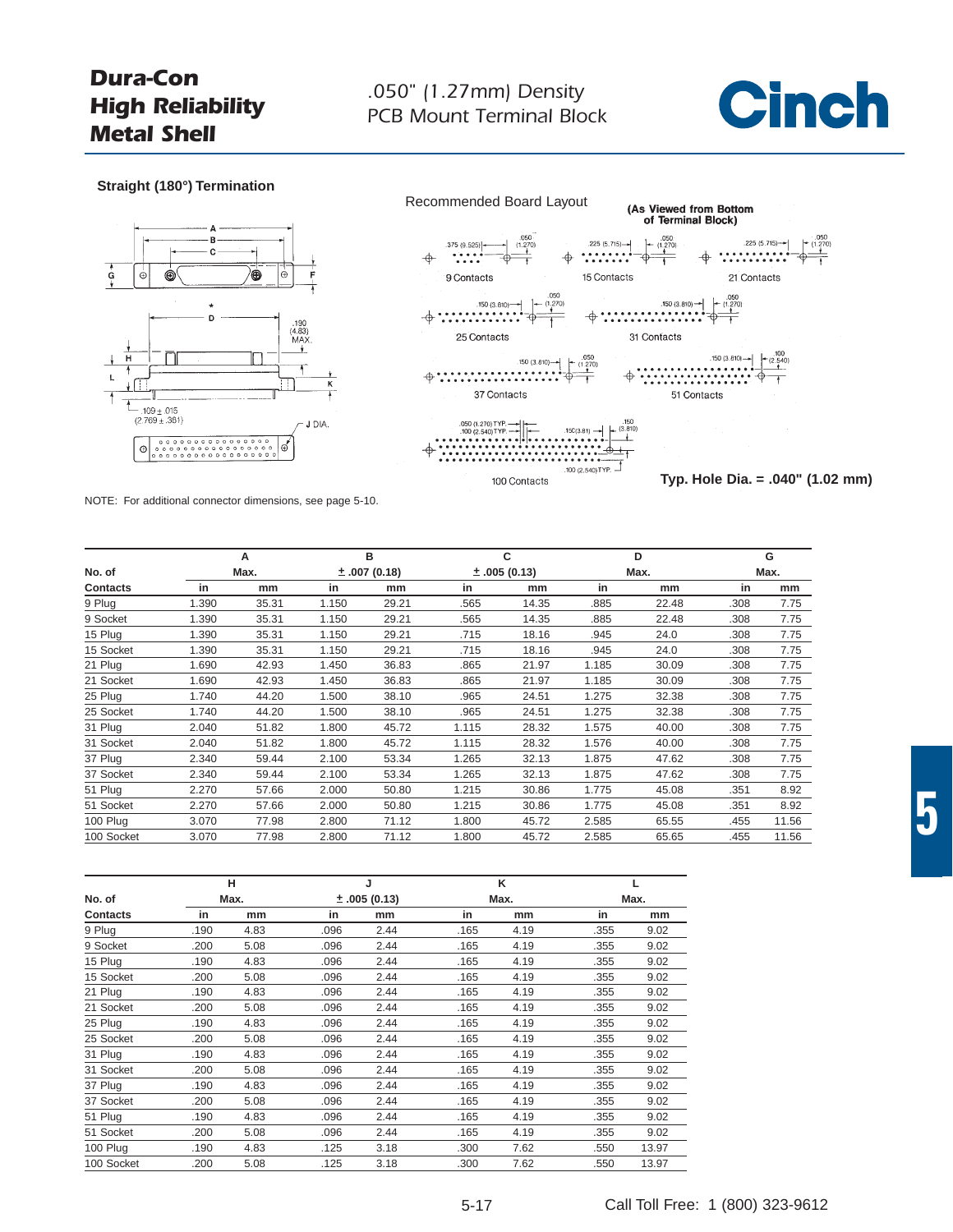# Dura-Con High Reliability Metal Shell

## .050" (1.27mm) Density PCB Mount Terminal Block

### Straight (180°) Termination

Recommended Board Layout

(As Viewed from Bottom of Terminal Block)

Typ. Hole Dia. = .040" (1.02 mm)

NOTE: For additional connector dimensions, see page 5-10.

| No. of | A | | B | | C | | D | | G | |
|---|---|---|---|---|---|---|---|---|---|---|
| | Max. | | ± .007 (0.18) | | ± .005 (0.13) | | Max. | | Max. | |
| Contacts | in | mm | in | mm | in | mm | in | mm | in | mm |
| 9 Plug | 1.390 | 35.31 | 1.150 | 29.21 | .565 | 14.35 | .885 | 22.48 | .308 | 7.75 |
| 9 Socket | 1.390 | 35.31 | 1.150 | 29.21 | .565 | 14.35 | .885 | 22.48 | .308 | 7.75 |
| 15 Plug | 1.390 | 35.31 | 1.150 | 29.21 | .715 | 18.16 | .945 | 24.0 | .308 | 7.75 |
| 15 Socket | 1.390 | 35.31 | 1.150 | 29.21 | .715 | 18.16 | .945 | 24.0 | .308 | 7.75 |
| 21 Plug | 1.690 | 42.93 | 1.450 | 36.83 | .865 | 21.97 | 1.185 | 30.09 | .308 | 7.75 |
| 21 Socket | 1.690 | 42.93 | 1.450 | 36.83 | .865 | 21.97 | 1.185 | 30.09 | .308 | 7.75 |
| 25 Plug | 1.740 | 44.20 | 1.500 | 38.10 | .965 | 24.51 | 1.275 | 32.38 | .308 | 7.75 |
| 25 Socket | 1.740 | 44.20 | 1.500 | 38.10 | .965 | 24.51 | 1.275 | 32.38 | .308 | 7.75 |
| 31 Plug | 2.040 | 51.82 | 1.800 | 45.72 | 1.115 | 28.32 | 1.575 | 40.00 | .308 | 7.75 |
| 31 Socket | 2.040 | 51.82 | 1.800 | 45.72 | 1.115 | 28.32 | 1.576 | 40.00 | .308 | 7.75 |
| 37 Plug | 2.340 | 59.44 | 2.100 | 53.34 | 1.265 | 32.13 | 1.875 | 47.62 | .308 | 7.75 |
| 37 Socket | 2.340 | 59.44 | 2.100 | 53.34 | 1.265 | 32.13 | 1.875 | 47.62 | .308 | 7.75 |
| 51 Plug | 2.270 | 57.66 | 2.000 | 50.80 | 1.215 | 30.86 | 1.775 | 45.08 | .351 | 8.92 |
| 51 Socket | 2.270 | 57.66 | 2.000 | 50.80 | 1.215 | 30.86 | 1.775 | 45.08 | .351 | 8.92 |
| 100 Plug | 3.070 | 77.98 | 2.800 | 71.12 | 1.800 | 45.72 | 2.585 | 65.55 | .455 | 11.56 |
| 100 Socket | 3.070 | 77.98 | 2.800 | 71.12 | 1.800 | 45.72 | 2.585 | 65.65 | .455 | 11.56 |

| No. of | H | | J | | K | | L | |
|---|---|---|---|---|---|---|---|---|
| | Max. | | ± .005 (0.13) | | Max. | | Max. | |
| Contacts | in | mm | in | mm | in | mm | in | mm |
| 9 Plug | .190 | 4.83 | .096 | 2.44 | .165 | 4.19 | .355 | 9.02 |
| 9 Socket | .200 | 5.08 | .096 | 2.44 | .165 | 4.19 | .355 | 9.02 |
| 15 Plug | .190 | 4.83 | .096 | 2.44 | .165 | 4.19 | .355 | 9.02 |
| 15 Socket | .200 | 5.08 | .096 | 2.44 | .165 | 4.19 | .355 | 9.02 |
| 21 Plug | .190 | 4.83 | .096 | 2.44 | .165 | 4.19 | .355 | 9.02 |
| 21 Socket | .200 | 5.08 | .096 | 2.44 | .165 | 4.19 | .355 | 9.02 |
| 25 Plug | .190 | 4.83 | .096 | 2.44 | .165 | 4.19 | .355 | 9.02 |
| 25 Socket | .200 | 5.08 | .096 | 2.44 | .165 | 4.19 | .355 | 9.02 |
| 31 Plug | .190 | 4.83 | .096 | 2.44 | .165 | 4.19 | .355 | 9.02 |
| 31 Socket | .200 | 5.08 | .096 | 2.44 | .165 | 4.19 | .355 | 9.02 |
| 37 Plug | .190 | 4.83 | .096 | 2.44 | .165 | 4.19 | .355 | 9.02 |
| 37 Socket | .200 | 5.08 | .096 | 2.44 | .165 | 4.19 | .355 | 9.02 |
| 51 Plug | .190 | 4.83 | .096 | 2.44 | .165 | 4.19 | .355 | 9.02 |
| 51 Socket | .200 | 5.08 | .096 | 2.44 | .165 | 4.19 | .355 | 9.02 |
| 100 Plug | .190 | 4.83 | .125 | 3.18 | .300 | 7.62 | .550 | 13.97 |
| 100 Socket | .200 | 5.08 | .125 | 3.18 | .300 | 7.62 | .550 | 13.97 |

Call Toll Free: 1 (800) 323-9612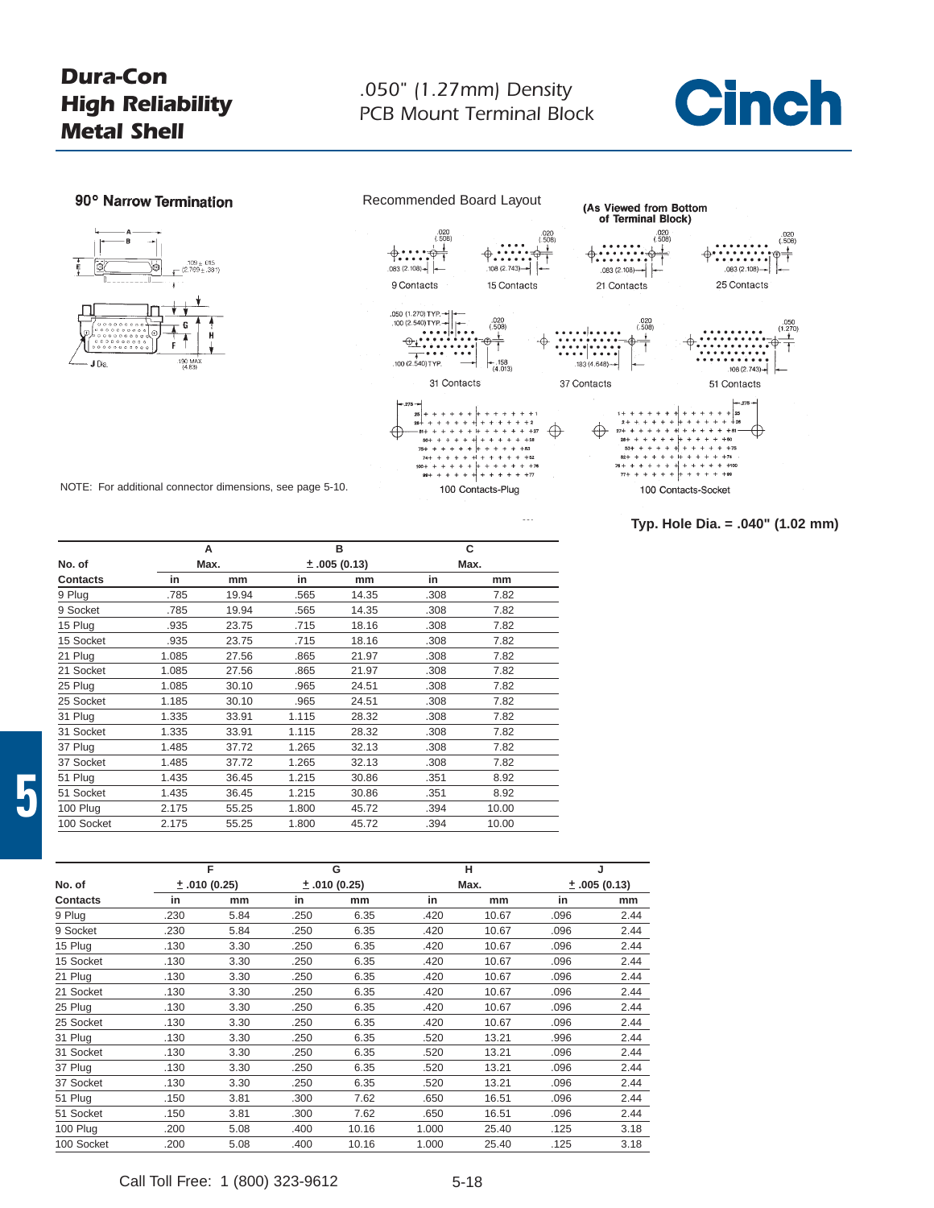# Dura-Con High Reliability Metal Shell

## .050" (1.27mm) Density PCB Mount Terminal Block

### 90° Narrow Termination

Recommended Board Layout

(As Viewed from Bottom of Terminal Block)

9 Contacts

15 Contacts

21 Contacts

25 Contacts

31 Contacts

37 Contacts

51 Contacts

100 Contacts-Plug

100 Contacts-Socket

NOTE: For additional connector dimensions, see page 5-10.

**Typ. Hole Dia. = .040" (1.02 mm)**

| No. of | A | | B | | C | |
|---|---|---|---|---|---|---|
| | Max. | | ± .005 (0.13) | | Max. | |
| Contacts | in | mm | in | mm | in | mm |
| 9 Plug | .785 | 19.94 | .565 | 14.35 | .308 | 7.82 |
| 9 Socket | .785 | 19.94 | .565 | 14.35 | .308 | 7.82 |
| 15 Plug | .935 | 23.75 | .715 | 18.16 | .308 | 7.82 |
| 15 Socket | .935 | 23.75 | .715 | 18.16 | .308 | 7.82 |
| 21 Plug | 1.085 | 27.56 | .865 | 21.97 | .308 | 7.82 |
| 21 Socket | 1.085 | 27.56 | .865 | 21.97 | .308 | 7.82 |
| 25 Plug | 1.085 | 30.10 | .965 | 24.51 | .308 | 7.82 |
| 25 Socket | 1.185 | 30.10 | .965 | 24.51 | .308 | 7.82 |
| 31 Plug | 1.335 | 33.91 | 1.115 | 28.32 | .308 | 7.82 |
| 31 Socket | 1.335 | 33.91 | 1.115 | 28.32 | .308 | 7.82 |
| 37 Plug | 1.485 | 37.72 | 1.265 | 32.13 | .308 | 7.82 |
| 37 Socket | 1.485 | 37.72 | 1.265 | 32.13 | .308 | 7.82 |
| 51 Plug | 1.435 | 36.45 | 1.215 | 30.86 | .351 | 8.92 |
| 51 Socket | 1.435 | 36.45 | 1.215 | 30.86 | .351 | 8.92 |
| 100 Plug | 2.175 | 55.25 | 1.800 | 45.72 | .394 | 10.00 |
| 100 Socket | 2.175 | 55.25 | 1.800 | 45.72 | .394 | 10.00 |

| No. of | F | | G | | H | | J | |
|---|---|---|---|---|---|---|---|---|
| | ± .010 (0.25) | | ± .010 (0.25) | | Max. | | ± .005 (0.13) | |
| Contacts | in | mm | in | mm | in | mm | in | mm |
| 9 Plug | .230 | 5.84 | .250 | 6.35 | .420 | 10.67 | .096 | 2.44 |
| 9 Socket | .230 | 5.84 | .250 | 6.35 | .420 | 10.67 | .096 | 2.44 |
| 15 Plug | .130 | 3.30 | .250 | 6.35 | .420 | 10.67 | .096 | 2.44 |
| 15 Socket | .130 | 3.30 | .250 | 6.35 | .420 | 10.67 | .096 | 2.44 |
| 21 Plug | .130 | 3.30 | .250 | 6.35 | .420 | 10.67 | .096 | 2.44 |
| 21 Socket | .130 | 3.30 | .250 | 6.35 | .420 | 10.67 | .096 | 2.44 |
| 25 Plug | .130 | 3.30 | .250 | 6.35 | .420 | 10.67 | .096 | 2.44 |
| 25 Socket | .130 | 3.30 | .250 | 6.35 | .420 | 10.67 | .096 | 2.44 |
| 31 Plug | .130 | 3.30 | .250 | 6.35 | .520 | 13.21 | .996 | 2.44 |
| 31 Socket | .130 | 3.30 | .250 | 6.35 | .520 | 13.21 | .096 | 2.44 |
| 37 Plug | .130 | 3.30 | .250 | 6.35 | .520 | 13.21 | .096 | 2.44 |
| 37 Socket | .130 | 3.30 | .250 | 6.35 | .520 | 13.21 | .096 | 2.44 |
| 51 Plug | .150 | 3.81 | .300 | 7.62 | .650 | 16.51 | .096 | 2.44 |
| 51 Socket | .150 | 3.81 | .300 | 7.62 | .650 | 16.51 | .096 | 2.44 |
| 100 Plug | .200 | 5.08 | .400 | 10.16 | 1.000 | 25.40 | .125 | 3.18 |
| 100 Socket | .200 | 5.08 | .400 | 10.16 | 1.000 | 25.40 | .125 | 3.18 |

Call Toll Free: 1 (800) 323-9612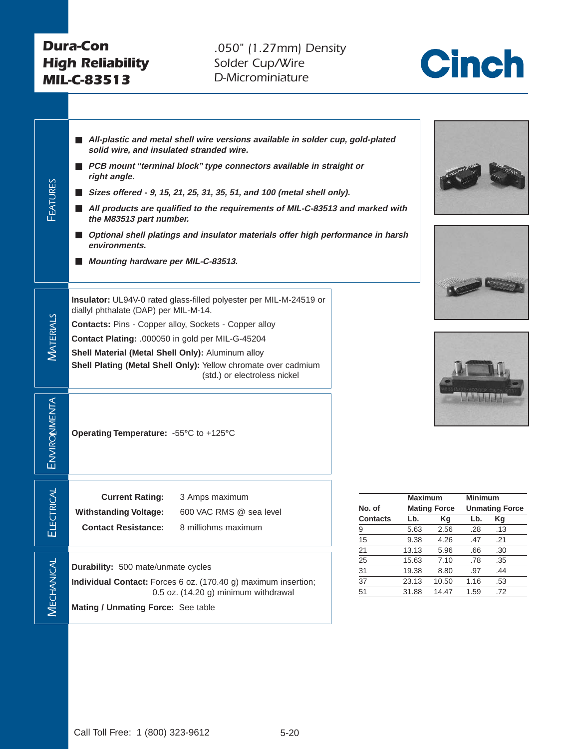# Dura-Con High Reliability MIL-C-83513

.050" (1.27mm) Density
Solder Cup/Wire
D-Microminiature

Cinch

## Features

- ***All-plastic and metal shell wire versions available in solder cup, gold-plated solid wire, and insulated stranded wire.***
- ***PCB mount "terminal block" type connectors available in straight or right angle.***
- ***Sizes offered - 9, 15, 21, 25, 31, 35, 51, and 100 (metal shell only).***
- ***All products are qualified to the requirements of MIL-C-83513 and marked with the M83513 part number.***
- ***Optional shell platings and insulator materials offer high performance in harsh environments.***
- ***Mounting hardware per MIL-C-83513.***

## Materials

**Insulator:** UL94V-0 rated glass-filled polyester per MIL-M-24519 or diallyl phthalate (DAP) per MIL-M-14.

**Contacts:** Pins - Copper alloy, Sockets - Copper alloy

**Contact Plating:** .000050 in gold per MIL-G-45204

**Shell Material (Metal Shell Only):** Aluminum alloy

**Shell Plating (Metal Shell Only):** Yellow chromate over cadmium (std.) or electroless nickel

## Environmental

**Operating Temperature:** -55°C to +125°C

## Electrical

**Current Rating:** 3 Amps maximum

**Withstanding Voltage:** 600 VAC RMS @ sea level

**Contact Resistance:** 8 milliohms maximum

## Mechanical

**Durability:** 500 mate/unmate cycles

**Individual Contact:** Forces 6 oz. (170.40 g) maximum insertion; 0.5 oz. (14.20 g) minimum withdrawal

**Mating / Unmating Force:** See table

| No. of Contacts | Maximum Mating Force | | Minimum Unmating Force | |
|---|---|---|---|---|
| | Lb. | Kg | Lb. | Kg |
| 9 | 5.63 | 2.56 | .28 | .13 |
| 15 | 9.38 | 4.26 | .47 | .21 |
| 21 | 13.13 | 5.96 | .66 | .30 |
| 25 | 15.63 | 7.10 | .78 | .35 |
| 31 | 19.38 | 8.80 | .97 | .44 |
| 37 | 23.13 | 10.50 | 1.16 | .53 |
| 51 | 31.88 | 14.47 | 1.59 | .72 |

Call Toll Free: 1 (800) 323-9612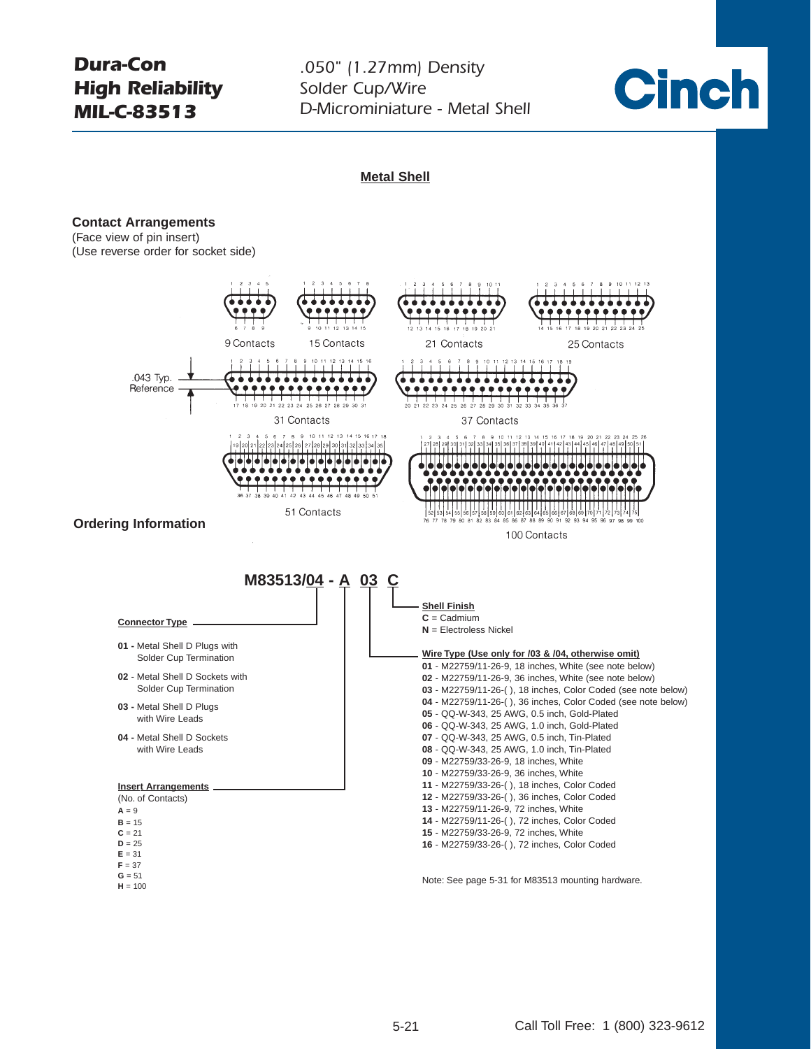# Dura-Con High Reliability MIL-C-83513

.050" (1.27mm) Density
Solder Cup/Wire
D-Microminiature - Metal Shell

## Metal Shell

### Contact Arrangements

(Face view of pin insert)
(Use reverse order for socket side)

9 Contacts

15 Contacts

21 Contacts

25 Contacts

.043 Typ. Reference

31 Contacts

37 Contacts

51 Contacts

100 Contacts

### Ordering Information

**M83513/04 - A 03 C**

**Connector Type**

- **01 -** Metal Shell D Plugs with Solder Cup Termination
- **02 -** Metal Shell D Sockets with Solder Cup Termination
- **03 -** Metal Shell D Plugs with Wire Leads
- **04 -** Metal Shell D Sockets with Wire Leads

**Insert Arrangements**
(No. of Contacts)

- **A** = 9
- **B** = 15
- **C** = 21
- **D** = 25
- **E** = 31
- **F** = 37
- **G** = 51
- **H** = 100

**Shell Finish**

- **C** = Cadmium
- **N** = Electroless Nickel

**Wire Type (Use only for /03 & /04, otherwise omit)**

- **01** - M22759/11-26-9, 18 inches, White (see note below)
- **02** - M22759/11-26-9, 36 inches, White (see note below)
- **03** - M22759/11-26-( ), 18 inches, Color Coded (see note below)
- **04** - M22759/11-26-( ), 36 inches, Color Coded (see note below)
- **05** - QQ-W-343, 25 AWG, 0.5 inch, Gold-Plated
- **06** - QQ-W-343, 25 AWG, 1.0 inch, Gold-Plated
- **07** - QQ-W-343, 25 AWG, 0.5 inch, Tin-Plated
- **08** - QQ-W-343, 25 AWG, 1.0 inch, Tin-Plated
- **09** - M22759/33-26-9, 18 inches, White
- **10** - M22759/33-26-9, 36 inches, White
- **11** - M22759/33-26-( ), 18 inches, Color Coded
- **12** - M22759/33-26-( ), 36 inches, Color Coded
- **13** - M22759/11-26-9, 72 inches, White
- **14** - M22759/11-26-( ), 72 inches, Color Coded
- **15** - M22759/33-26-9, 72 inches, White
- **16** - M22759/33-26-( ), 72 inches, Color Coded

Note: See page 5-31 for M83513 mounting hardware.

Call Toll Free: 1 (800) 323-9612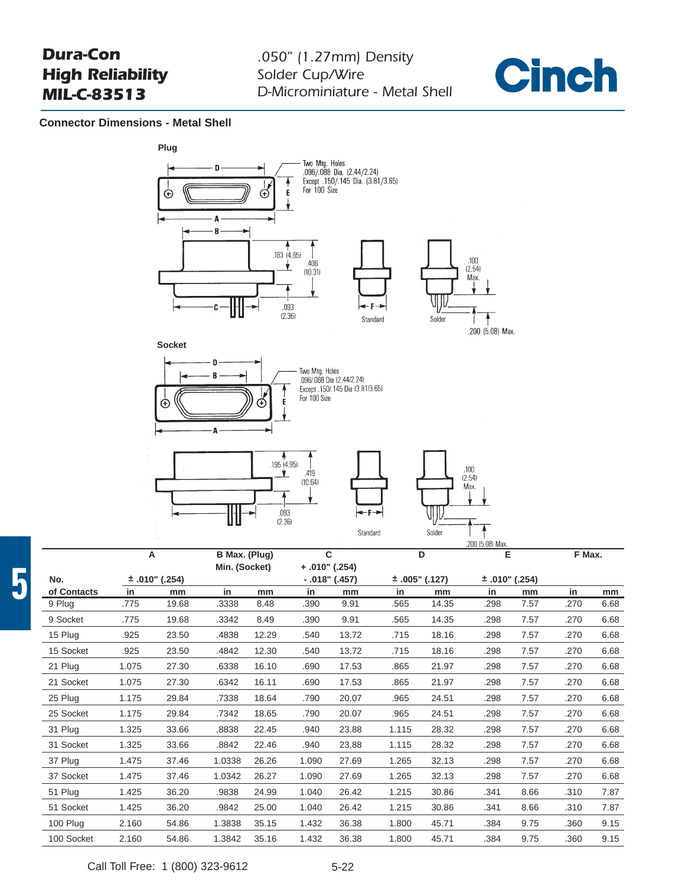**Dura-Con High Reliability MIL-C-83513**

*.050" (1.27mm) Density Solder Cup/Wire D-Microminiature - Metal Shell*

**Cinch**

### Connector Dimensions - Metal Shell

**Plug**

Two Mtg. Holes .096/.088 Dia. (2.44/2.24) Except .150/.145 Dia. (3.81/3.65) For 100 Size

.183 (4.65)   .406 (10.31)   .093 (2.36)   Standard   Solder   .100 (2.54) Max.   .200 (5.08) Max.

**Socket**

Two Mtg. Holes .096/.088 Dia (2.44/2.24) Except .150/.145 Dia (3.81/3.65) For 100 Size

.195 (4.95)   .419 (10.64)   .093 (2.36)   Standard   Solder   .100 (2.54) Max.   .200 (5.08) Max.

| No. of Contacts | A ± .010" (.254) | | B Max. (Plug) Min. (Socket) | | C + .010" (.254) - .018" (.457) | | D ± .005" (.127) | | E ± .010" (.254) | | F Max. | |
|---|---|---|---|---|---|---|---|---|---|---|---|---|
| | in | mm | in | mm | in | mm | in | mm | in | mm | in | mm |
| 9 Plug | .775 | 19.68 | .3338 | 8.48 | .390 | 9.91 | .565 | 14.35 | .298 | 7.57 | .270 | 6.68 |
| 9 Socket | .775 | 19.68 | .3342 | 8.49 | .390 | 9.91 | .565 | 14.35 | .298 | 7.57 | .270 | 6.68 |
| 15 Plug | .925 | 23.50 | .4838 | 12.29 | .540 | 13.72 | .715 | 18.16 | .298 | 7.57 | .270 | 6.68 |
| 15 Socket | .925 | 23.50 | .4842 | 12.30 | .540 | 13.72 | .715 | 18.16 | .298 | 7.57 | .270 | 6.68 |
| 21 Plug | 1.075 | 27.30 | .6338 | 16.10 | .690 | 17.53 | .865 | 21.97 | .298 | 7.57 | .270 | 6.68 |
| 21 Socket | 1.075 | 27.30 | .6342 | 16.11 | .690 | 17.53 | .865 | 21.97 | .298 | 7.57 | .270 | 6.68 |
| 25 Plug | 1.175 | 29.84 | .7338 | 18.64 | .790 | 20.07 | .965 | 24.51 | .298 | 7.57 | .270 | 6.68 |
| 25 Socket | 1.175 | 29.84 | .7342 | 18.65 | .790 | 20.07 | .965 | 24.51 | .298 | 7.57 | .270 | 6.68 |
| 31 Plug | 1.325 | 33.66 | .8838 | 22.45 | .940 | 23.88 | 1.115 | 28.32 | .298 | 7.57 | .270 | 6.68 |
| 31 Socket | 1.325 | 33.66 | .8842 | 22.46 | .940 | 23.88 | 1.115 | 28.32 | .298 | 7.57 | .270 | 6.68 |
| 37 Plug | 1.475 | 37.46 | 1.0338 | 26.26 | 1.090 | 27.69 | 1.265 | 32.13 | .298 | 7.57 | .270 | 6.68 |
| 37 Socket | 1.475 | 37.46 | 1.0342 | 26.27 | 1.090 | 27.69 | 1.265 | 32.13 | .298 | 7.57 | .270 | 6.68 |
| 51 Plug | 1.425 | 36.20 | .9838 | 24.99 | 1.040 | 26.42 | 1.215 | 30.86 | .341 | 8.66 | .310 | 7.87 |
| 51 Socket | 1.425 | 36.20 | .9842 | 25.00 | 1.040 | 26.42 | 1.215 | 30.86 | .341 | 8.66 | .310 | 7.87 |
| 100 Plug | 2.160 | 54.86 | 1.3838 | 35.15 | 1.432 | 36.38 | 1.800 | 45.71 | .384 | 9.75 | .360 | 9.15 |
| 100 Socket | 2.160 | 54.86 | 1.3842 | 35.16 | 1.432 | 36.38 | 1.800 | 45.71 | .384 | 9.75 | .360 | 9.15 |

Call Toll Free: 1 (800) 323-9612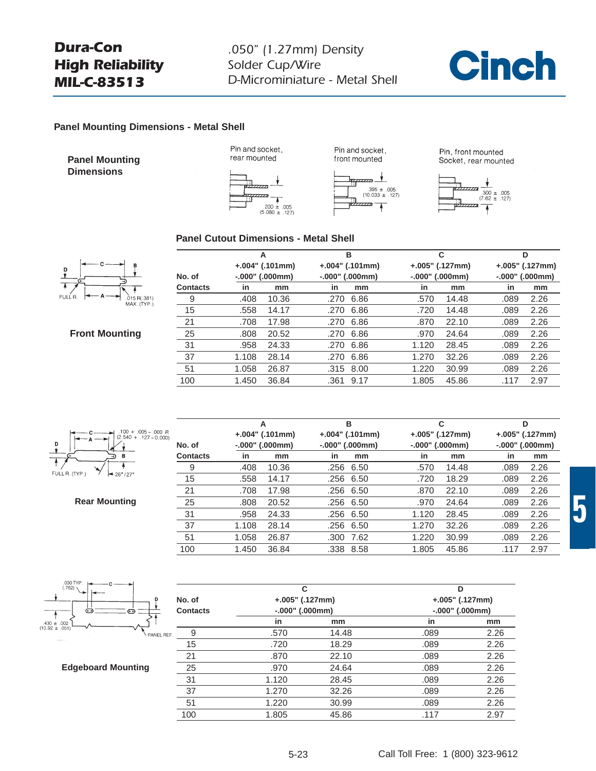## Panel Mounting Dimensions - Metal Shell

**Panel Mounting Dimensions**

Pin and socket, rear mounted — .200 ± .005 (5.080 ± .127)

Pin and socket, front mounted — .395 ± .005 (10.033 ± .127)

Pin, front mounted Socket, rear mounted — .300 ± .005 (7.62 ± .127)

### Panel Cutout Dimensions - Metal Shell

**Front Mounting**

FULL R. .015 R(.381) MAX. (TYP.)

| No. of Contacts | A +.004" (.101mm) -.000" (.000mm) | | B +.004" (.101mm) -.000" (.000mm) | | C +.005" (.127mm) -.000" (.000mm) | | D +.005" (.127mm) -.000" (.000mm) | |
|---|---|---|---|---|---|---|---|---|
| | in | mm | in | mm | in | mm | in | mm |
| 9 | .408 | 10.36 | .270 | 6.86 | .570 | 14.48 | .089 | 2.26 |
| 15 | .558 | 14.17 | .270 | 6.86 | .720 | 14.48 | .089 | 2.26 |
| 21 | .708 | 17.98 | .270 | 6.86 | .870 | 22.10 | .089 | 2.26 |
| 25 | .808 | 20.52 | .270 | 6.86 | .970 | 24.64 | .089 | 2.26 |
| 31 | .958 | 24.33 | .270 | 6.86 | 1.120 | 28.45 | .089 | 2.26 |
| 37 | 1.108 | 28.14 | .270 | 6.86 | 1.270 | 32.26 | .089 | 2.26 |
| 51 | 1.058 | 26.87 | .315 | 8.00 | 1.220 | 30.99 | .089 | 2.26 |
| 100 | 1.450 | 36.84 | .361 | 9.17 | 1.805 | 45.86 | .117 | 2.97 |

**Rear Mounting**

.100 + .005 - .000 R (2.540 + .127 - 0.000) FULL R. (TYP.) 26°/27°

| No. of Contacts | A +.004" (.101mm) -.000" (.000mm) | | B +.004" (.101mm) -.000" (.000mm) | | C +.005" (.127mm) -.000" (.000mm) | | D +.005" (.127mm) -.000" (.000mm) | |
|---|---|---|---|---|---|---|---|---|
| | in | mm | in | mm | in | mm | in | mm |
| 9 | .408 | 10.36 | .256 | 6.50 | .570 | 14.48 | .089 | 2.26 |
| 15 | .558 | 14.17 | .256 | 6.50 | .720 | 18.29 | .089 | 2.26 |
| 21 | .708 | 17.98 | .256 | 6.50 | .870 | 22.10 | .089 | 2.26 |
| 25 | .808 | 20.52 | .256 | 6.50 | .970 | 24.64 | .089 | 2.26 |
| 31 | .958 | 24.33 | .256 | 6.50 | 1.120 | 28.45 | .089 | 2.26 |
| 37 | 1.108 | 28.14 | .256 | 6.50 | 1.270 | 32.26 | .089 | 2.26 |
| 51 | 1.058 | 26.87 | .300 | 7.62 | 1.220 | 30.99 | .089 | 2.26 |
| 100 | 1.450 | 36.84 | .338 | 8.58 | 1.805 | 45.86 | .117 | 2.97 |

**Edgeboard Mounting**

.030 TYP. (.762) .430 ± .002 (10.92 ± .051) PANEL REF.

| No. of Contacts | C +.005" (.127mm) -.000" (.000mm) | | D +.005" (.127mm) -.000" (.000mm) | |
|---|---|---|---|---|
| | in | mm | in | mm |
| 9 | .570 | 14.48 | .089 | 2.26 |
| 15 | .720 | 18.29 | .089 | 2.26 |
| 21 | .870 | 22.10 | .089 | 2.26 |
| 25 | .970 | 24.64 | .089 | 2.26 |
| 31 | 1.120 | 28.45 | .089 | 2.26 |
| 37 | 1.270 | 32.26 | .089 | 2.26 |
| 51 | 1.220 | 30.99 | .089 | 2.26 |
| 100 | 1.805 | 45.86 | .117 | 2.97 |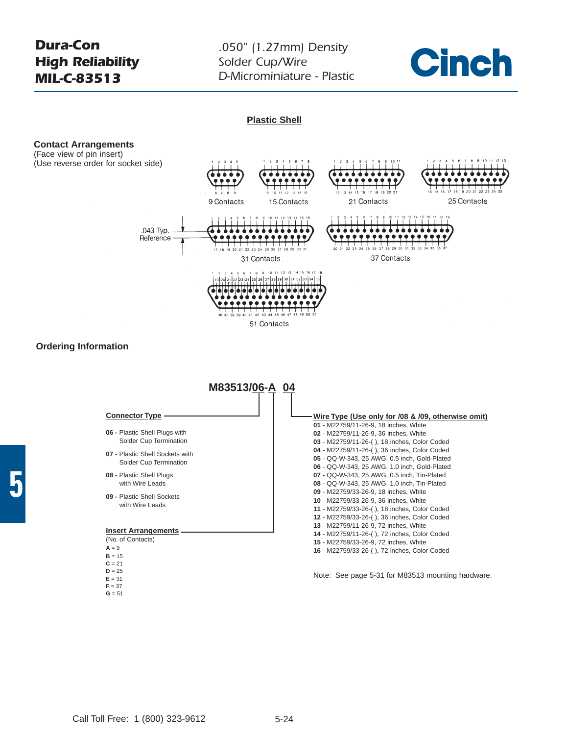# Dura-Con High Reliability MIL-C-83513

.050" (1.27mm) Density
Solder Cup/Wire
D-Microminiature - Plastic

## Plastic Shell

### Contact Arrangements

(Face view of pin insert)
(Use reverse order for socket side)

9 Contacts

15 Contacts

21 Contacts

25 Contacts

.043 Typ. Reference

31 Contacts

37 Contacts

51 Contacts

### Ordering Information

**M83513/06-A 04**

**Connector Type**

- **06 -** Plastic Shell Plugs with Solder Cup Termination
- **07 -** Plastic Shell Sockets with Solder Cup Termination
- **08 -** Plastic Shell Plugs with Wire Leads
- **09 -** Plastic Shell Sockets with Wire Leads

**Insert Arrangements**
(No. of Contacts)

- **A** = 9
- **B** = 15
- **C** = 21
- **D** = 25
- **E** = 31
- **F** = 37
- **G** = 51

**Wire Type (Use only for /08 & /09, otherwise omit)**

- **01** - M22759/11-26-9, 18 inches, White
- **02** - M22759/11-26-9, 36 inches, White
- **03** - M22759/11-26-( ), 18 inches, Color Coded
- **04** - M22759/11-26-( ), 36 inches, Color Coded
- **05** - QQ-W-343, 25 AWG, 0.5 inch, Gold-Plated
- **06** - QQ-W-343, 25 AWG, 1.0 inch, Gold-Plated
- **07** - QQ-W-343, 25 AWG, 0.5 inch, Tin-Plated
- **08** - QQ-W-343, 25 AWG, 1.0 inch, Tin-Plated
- **09** - M22759/33-26-9, 18 inches, White
- **10** - M22759/33-26-9, 36 inches, White
- **11** - M22759/33-26-( ), 18 inches, Color Coded
- **12** - M22759/33-26-( ), 36 inches, Color Coded
- **13** - M22759/11-26-9, 72 inches, White
- **14** - M22759/11-26-( ), 72 inches, Color Coded
- **15** - M22759/33-26-9, 72 inches, White
- **16** - M22759/33-26-( ), 72 inches, Color Coded

Note: See page 5-31 for M83513 mounting hardware.

Call Toll Free: 1 (800) 323-9612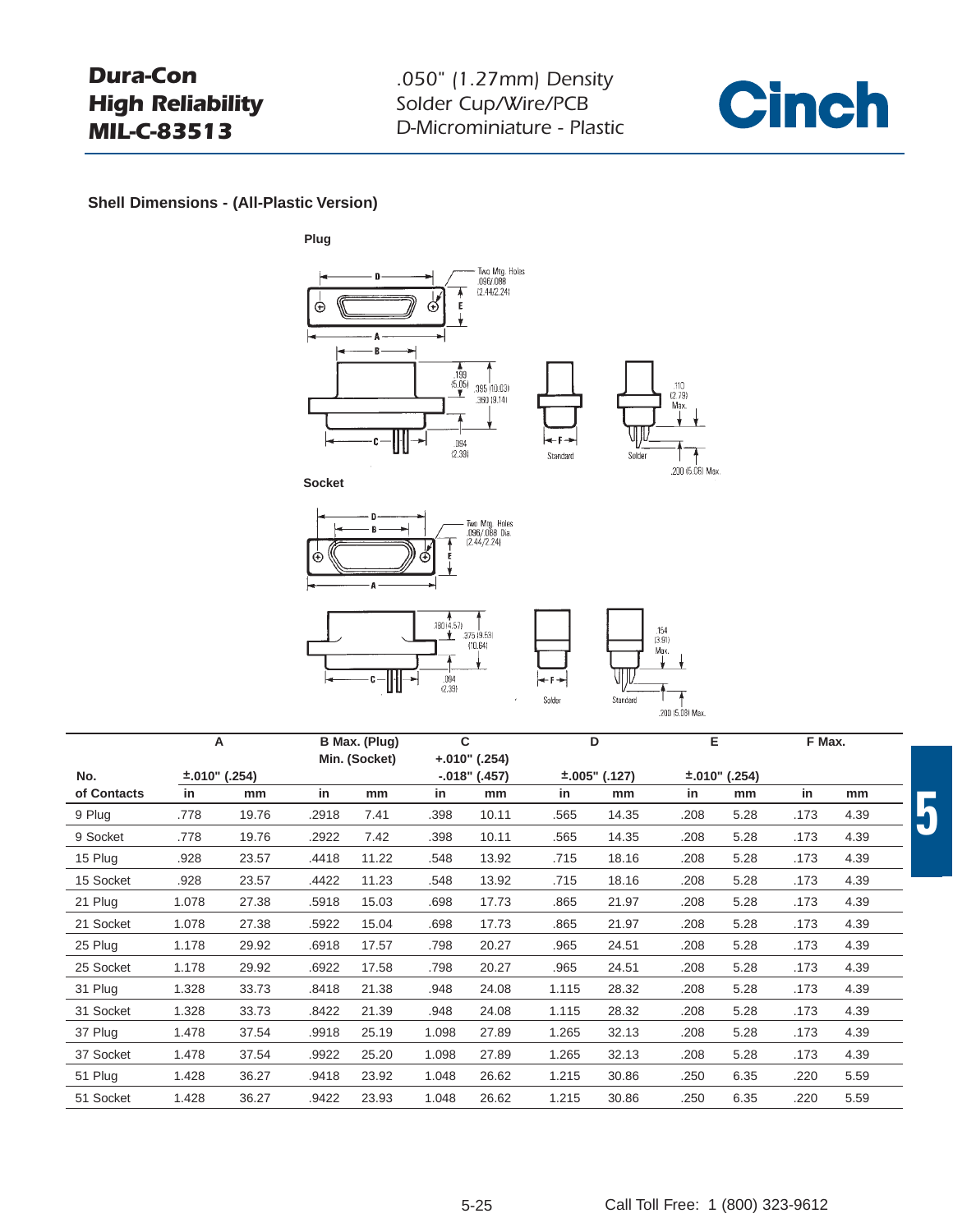**Dura-Con High Reliability MIL-C-83513**

*.050" (1.27mm) Density Solder Cup/Wire/PCB D-Microminiature - Plastic*

**Cinch**

### Shell Dimensions - (All-Plastic Version)

**Plug**

**Socket**

| No. of Contacts | A | | B Max. (Plug) Min. (Socket) | | C | | D | | E | | F Max. | |
|---|---|---|---|---|---|---|---|---|---|---|---|---|
| | ±.010" (.254) | | | | +.010" (.254) -.018" (.457) | | ±.005" (.127) | | ±.010" (.254) | | | |
| | in | mm | in | mm | in | mm | in | mm | in | mm | in | mm |
| 9 Plug | .778 | 19.76 | .2918 | 7.41 | .398 | 10.11 | .565 | 14.35 | .208 | 5.28 | .173 | 4.39 |
| 9 Socket | .778 | 19.76 | .2922 | 7.42 | .398 | 10.11 | .565 | 14.35 | .208 | 5.28 | .173 | 4.39 |
| 15 Plug | .928 | 23.57 | .4418 | 11.22 | .548 | 13.92 | .715 | 18.16 | .208 | 5.28 | .173 | 4.39 |
| 15 Socket | .928 | 23.57 | .4422 | 11.23 | .548 | 13.92 | .715 | 18.16 | .208 | 5.28 | .173 | 4.39 |
| 21 Plug | 1.078 | 27.38 | .5918 | 15.03 | .698 | 17.73 | .865 | 21.97 | .208 | 5.28 | .173 | 4.39 |
| 21 Socket | 1.078 | 27.38 | .5922 | 15.04 | .698 | 17.73 | .865 | 21.97 | .208 | 5.28 | .173 | 4.39 |
| 25 Plug | 1.178 | 29.92 | .6918 | 17.57 | .798 | 20.27 | .965 | 24.51 | .208 | 5.28 | .173 | 4.39 |
| 25 Socket | 1.178 | 29.92 | .6922 | 17.58 | .798 | 20.27 | .965 | 24.51 | .208 | 5.28 | .173 | 4.39 |
| 31 Plug | 1.328 | 33.73 | .8418 | 21.38 | .948 | 24.08 | 1.115 | 28.32 | .208 | 5.28 | .173 | 4.39 |
| 31 Socket | 1.328 | 33.73 | .8422 | 21.39 | .948 | 24.08 | 1.115 | 28.32 | .208 | 5.28 | .173 | 4.39 |
| 37 Plug | 1.478 | 37.54 | .9918 | 25.19 | 1.098 | 27.89 | 1.265 | 32.13 | .208 | 5.28 | .173 | 4.39 |
| 37 Socket | 1.478 | 37.54 | .9922 | 25.20 | 1.098 | 27.89 | 1.265 | 32.13 | .208 | 5.28 | .173 | 4.39 |
| 51 Plug | 1.428 | 36.27 | .9418 | 23.92 | 1.048 | 26.62 | 1.215 | 30.86 | .250 | 6.35 | .220 | 5.59 |
| 51 Socket | 1.428 | 36.27 | .9422 | 23.93 | 1.048 | 26.62 | 1.215 | 30.86 | .250 | 6.35 | .220 | 5.59 |

Call Toll Free: 1 (800) 323-9612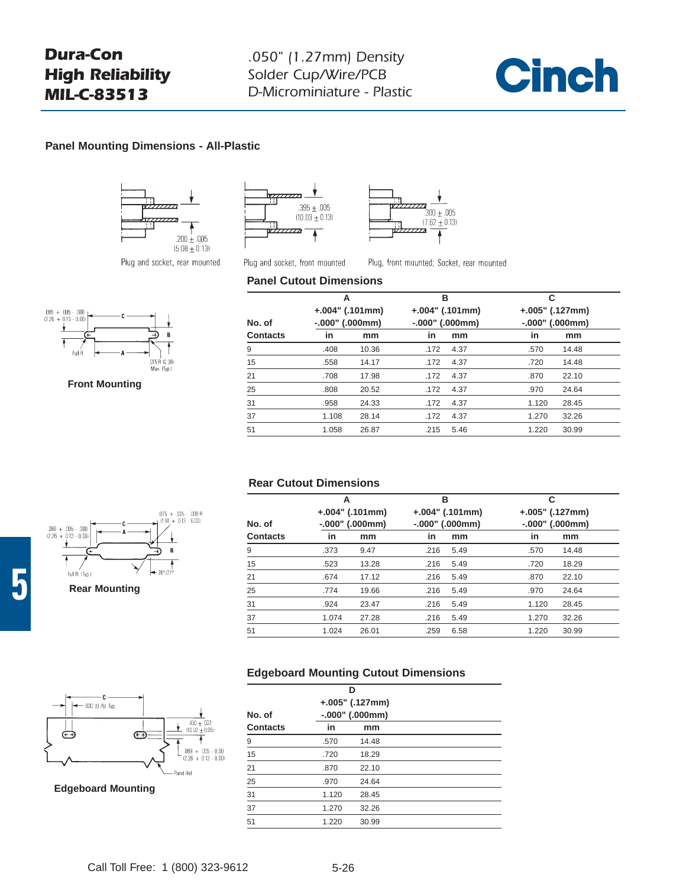# Dura-Con High Reliability MIL-C-83513

.050" (1.27mm) Density
Solder Cup/Wire/PCB
D-Microminiature - Plastic

## Panel Mounting Dimensions - All-Plastic

.200 ± .005 (5.08 ± 0.13)

Plug and socket, rear mounted

.395 ± .005 (10.03 ± 0.13)

Plug and socket, front mounted

.300 ± .005 (7.62 ± 0.13)

Plug, front mounted; Socket, rear mounted

### Panel Cutout Dimensions

.089 + .005 - .000 (2.26 + 0.13 - 0.00)

Full R.

.015 R (0.38) Max. (Typ.)

**Front Mounting**

| No. of Contacts | A +.004" (.101mm) -.000" (.000mm) in | A mm | B +.004" (.101mm) -.000" (.000mm) in | B mm | C +.005" (.127mm) -.000" (.000mm) in | C mm |
|---|---|---|---|---|---|---|
| 9 | .408 | 10.36 | .172 | 4.37 | .570 | 14.48 |
| 15 | .558 | 14.17 | .172 | 4.37 | .720 | 14.48 |
| 21 | .708 | 17.98 | .172 | 4.37 | .870 | 22.10 |
| 25 | .808 | 20.52 | .172 | 4.37 | .970 | 24.64 |
| 31 | .958 | 24.33 | .172 | 4.37 | 1.120 | 28.45 |
| 37 | 1.108 | 28.14 | .172 | 4.37 | 1.270 | 32.26 |
| 51 | 1.058 | 26.87 | .215 | 5.46 | 1.220 | 30.99 |

### Rear Cutout Dimensions

.089 + .005 - .000 (2.26 + 0.13 - 0.00)

.075 + .005 - .000 R (1.91 + 0.13 - 0.00)

Full R. (Typ.)

26°/27°

**Rear Mounting**

| No. of Contacts | A +.004" (.101mm) -.000" (.000mm) in | A mm | B +.004" (.101mm) -.000" (.000mm) in | B mm | C +.005" (.127mm) -.000" (.000mm) in | C mm |
|---|---|---|---|---|---|---|
| 9 | .373 | 9.47 | .216 | 5.49 | .570 | 14.48 |
| 15 | .523 | 13.28 | .216 | 5.49 | .720 | 18.29 |
| 21 | .674 | 17.12 | .216 | 5.49 | .870 | 22.10 |
| 25 | .774 | 19.66 | .216 | 5.49 | .970 | 24.64 |
| 31 | .924 | 23.47 | .216 | 5.49 | 1.120 | 28.45 |
| 37 | 1.074 | 27.28 | .216 | 5.49 | 1.270 | 32.26 |
| 51 | 1.024 | 26.01 | .259 | 6.58 | 1.220 | 30.99 |

### Edgeboard Mounting Cutout Dimensions

.030 (0.76) Typ.

.430 ± .002 (10.92 ± 0.05)

.089 + .005 - 0.00 (2.26 + 0.13 - 0.00)

Panel Ref.

**Edgeboard Mounting**

| No. of Contacts | D +.005" (.127mm) -.000" (.000mm) in | D mm |
|---|---|---|
| 9 | .570 | 14.48 |
| 15 | .720 | 18.29 |
| 21 | .870 | 22.10 |
| 25 | .970 | 24.64 |
| 31 | 1.120 | 28.45 |
| 37 | 1.270 | 32.26 |
| 51 | 1.220 | 30.99 |

Call Toll Free: 1 (800) 323-9612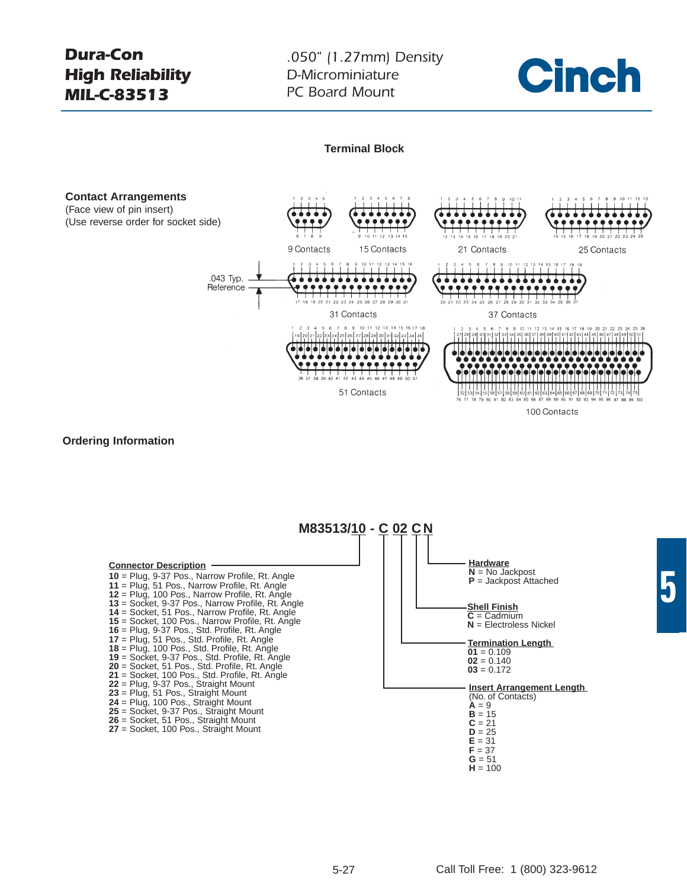**Dura-Con High Reliability MIL-C-83513**

*.050" (1.27mm) Density D-Microminiature PC Board Mount*

**Cinch**

### Terminal Block

**Contact Arrangements**
(Face view of pin insert)
(Use reverse order for socket side)

9 Contacts

15 Contacts

21 Contacts

25 Contacts

.043 Typ. Reference

31 Contacts

37 Contacts

51 Contacts

100 Contacts

### Ordering Information

**M83513/10 - C 02 C N**

**Connector Description**

- **10** = Plug, 9-37 Pos., Narrow Profile, Rt. Angle
- **11** = Plug, 51 Pos., Narrow Profile, Rt. Angle
- **12** = Plug, 100 Pos., Narrow Profile, Rt. Angle
- **13** = Socket, 9-37 Pos., Narrow Profile, Rt. Angle
- **14** = Socket, 51 Pos., Narrow Profile, Rt. Angle
- **15** = Socket, 100 Pos., Narrow Profile, Rt. Angle
- **16** = Plug, 9-37 Pos., Std. Profile, Rt. Angle
- **17** = Plug, 51 Pos., Std. Profile, Rt. Angle
- **18** = Plug, 100 Pos., Std. Profile, Rt. Angle
- **19** = Socket, 9-37 Pos., Std. Profile, Rt. Angle
- **20** = Socket, 51 Pos., Std. Profile, Rt. Angle
- **21** = Socket, 100 Pos., Std. Profile, Rt. Angle
- **22** = Plug, 9-37 Pos., Straight Mount
- **23** = Plug, 51 Pos., Straight Mount
- **24** = Plug, 100 Pos., Straight Mount
- **25** = Socket, 9-37 Pos., Straight Mount
- **26** = Socket, 51 Pos., Straight Mount
- **27** = Socket, 100 Pos., Straight Mount

**Hardware**
- **N** = No Jackpost
- **P** = Jackpost Attached

**Shell Finish**
- **C** = Cadmium
- **N** = Electroless Nickel

**Termination Length**
- **01** = 0.109
- **02** = 0.140
- **03** = 0.172

**Insert Arrangement Length**
(No. of Contacts)
- **A** = 9
- **B** = 15
- **C** = 21
- **D** = 25
- **E** = 31
- **F** = 37
- **G** = 51
- **H** = 100

Call Toll Free: 1 (800) 323-9612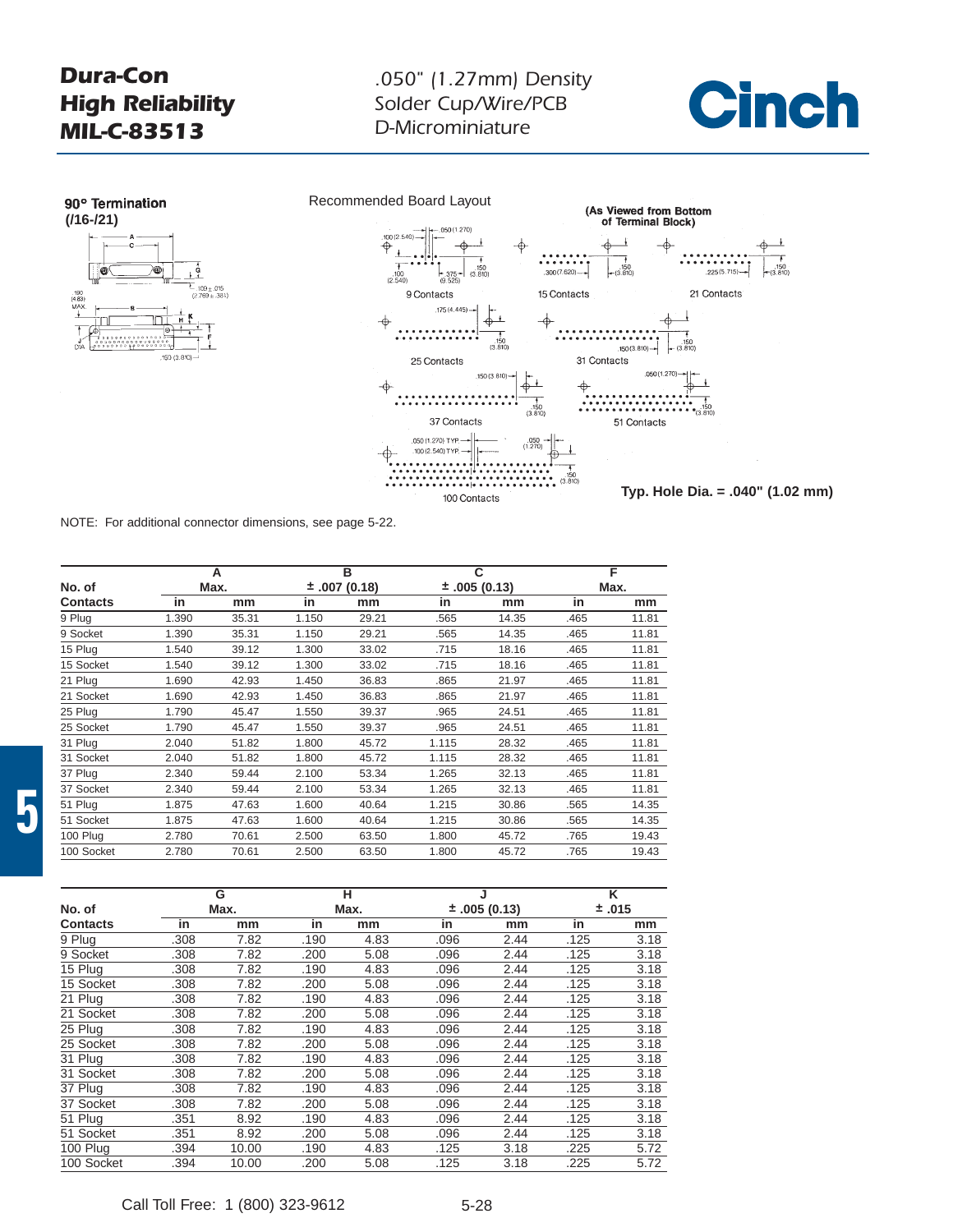# Dura-Con High Reliability MIL-C-83513

.050" (1.27mm) Density
Solder Cup/Wire/PCB
D-Microminiature

Cinch

**90° Termination (/16-/21)**

Recommended Board Layout

**(As Viewed from Bottom of Terminal Block)**

9 Contacts

15 Contacts

21 Contacts

25 Contacts

31 Contacts

37 Contacts

51 Contacts

100 Contacts

**Typ. Hole Dia. = .040" (1.02 mm)**

NOTE: For additional connector dimensions, see page 5-22.

| No. of | A | | B | | C | | F | |
|---|---|---|---|---|---|---|---|---|
| | Max. | | ± .007 (0.18) | | ± .005 (0.13) | | Max. | |
| **Contacts** | **in** | **mm** | **in** | **mm** | **in** | **mm** | **in** | **mm** |
| 9 Plug | 1.390 | 35.31 | 1.150 | 29.21 | .565 | 14.35 | .465 | 11.81 |
| 9 Socket | 1.390 | 35.31 | 1.150 | 29.21 | .565 | 14.35 | .465 | 11.81 |
| 15 Plug | 1.540 | 39.12 | 1.300 | 33.02 | .715 | 18.16 | .465 | 11.81 |
| 15 Socket | 1.540 | 39.12 | 1.300 | 33.02 | .715 | 18.16 | .465 | 11.81 |
| 21 Plug | 1.690 | 42.93 | 1.450 | 36.83 | .865 | 21.97 | .465 | 11.81 |
| 21 Socket | 1.690 | 42.93 | 1.450 | 36.83 | .865 | 21.97 | .465 | 11.81 |
| 25 Plug | 1.790 | 45.47 | 1.550 | 39.37 | .965 | 24.51 | .465 | 11.81 |
| 25 Socket | 1.790 | 45.47 | 1.550 | 39.37 | .965 | 24.51 | .465 | 11.81 |
| 31 Plug | 2.040 | 51.82 | 1.800 | 45.72 | 1.115 | 28.32 | .465 | 11.81 |
| 31 Socket | 2.040 | 51.82 | 1.800 | 45.72 | 1.115 | 28.32 | .465 | 11.81 |
| 37 Plug | 2.340 | 59.44 | 2.100 | 53.34 | 1.265 | 32.13 | .465 | 11.81 |
| 37 Socket | 2.340 | 59.44 | 2.100 | 53.34 | 1.265 | 32.13 | .465 | 11.81 |
| 51 Plug | 1.875 | 47.63 | 1.600 | 40.64 | 1.215 | 30.86 | .565 | 14.35 |
| 51 Socket | 1.875 | 47.63 | 1.600 | 40.64 | 1.215 | 30.86 | .565 | 14.35 |
| 100 Plug | 2.780 | 70.61 | 2.500 | 63.50 | 1.800 | 45.72 | .765 | 19.43 |
| 100 Socket | 2.780 | 70.61 | 2.500 | 63.50 | 1.800 | 45.72 | .765 | 19.43 |

| No. of | G | | H | | J | | K | |
|---|---|---|---|---|---|---|---|---|
| | Max. | | Max. | | ± .005 (0.13) | | ± .015 | |
| **Contacts** | **in** | **mm** | **in** | **mm** | **in** | **mm** | **in** | **mm** |
| 9 Plug | .308 | 7.82 | .190 | 4.83 | .096 | 2.44 | .125 | 3.18 |
| 9 Socket | .308 | 7.82 | .200 | 5.08 | .096 | 2.44 | .125 | 3.18 |
| 15 Plug | .308 | 7.82 | .190 | 4.83 | .096 | 2.44 | .125 | 3.18 |
| 15 Socket | .308 | 7.82 | .200 | 5.08 | .096 | 2.44 | .125 | 3.18 |
| 21 Plug | .308 | 7.82 | .190 | 4.83 | .096 | 2.44 | .125 | 3.18 |
| 21 Socket | .308 | 7.82 | .200 | 5.08 | .096 | 2.44 | .125 | 3.18 |
| 25 Plug | .308 | 7.82 | .190 | 4.83 | .096 | 2.44 | .125 | 3.18 |
| 25 Socket | .308 | 7.82 | .200 | 5.08 | .096 | 2.44 | .125 | 3.18 |
| 31 Plug | .308 | 7.82 | .190 | 4.83 | .096 | 2.44 | .125 | 3.18 |
| 31 Socket | .308 | 7.82 | .200 | 5.08 | .096 | 2.44 | .125 | 3.18 |
| 37 Plug | .308 | 7.82 | .190 | 4.83 | .096 | 2.44 | .125 | 3.18 |
| 37 Socket | .308 | 7.82 | .200 | 5.08 | .096 | 2.44 | .125 | 3.18 |
| 51 Plug | .351 | 8.92 | .190 | 4.83 | .096 | 2.44 | .125 | 3.18 |
| 51 Socket | .351 | 8.92 | .200 | 5.08 | .096 | 2.44 | .125 | 3.18 |
| 100 Plug | .394 | 10.00 | .190 | 4.83 | .125 | 3.18 | .225 | 5.72 |
| 100 Socket | .394 | 10.00 | .200 | 5.08 | .125 | 3.18 | .225 | 5.72 |

Call Toll Free: 1 (800) 323-9612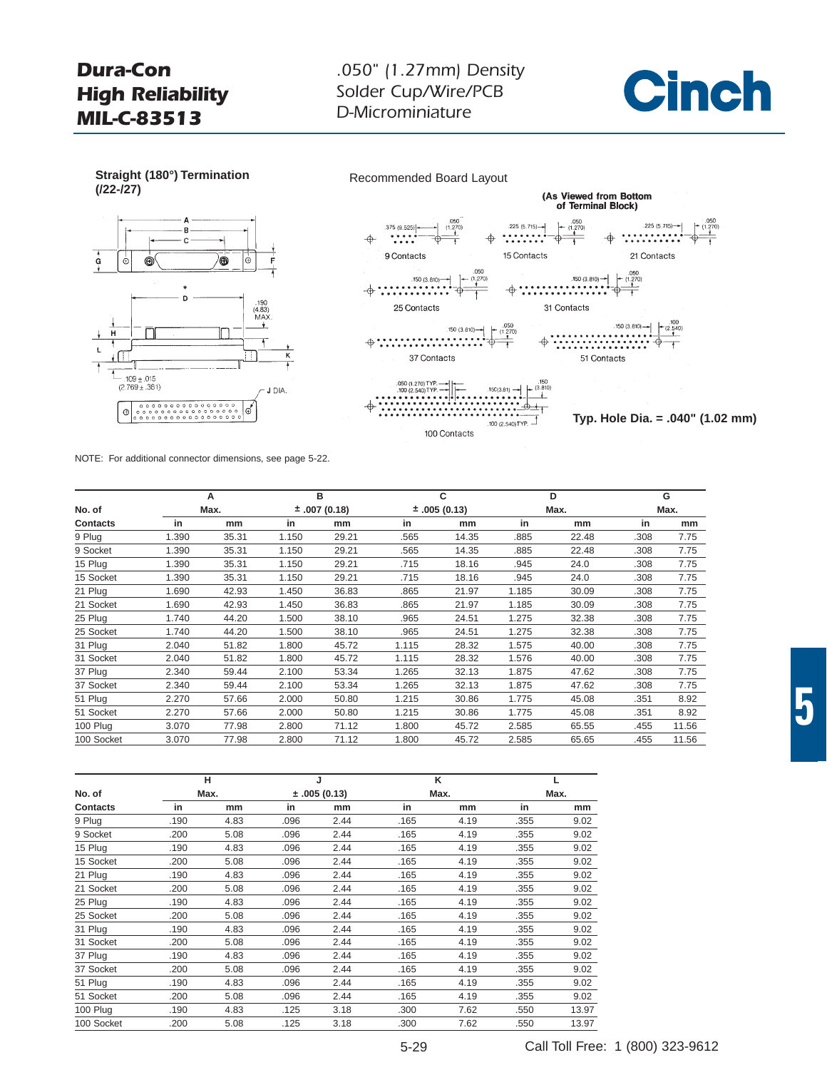# Dura-Con High Reliability MIL-C-83513

.050" (1.27mm) Density
Solder Cup/Wire/PCB
D-Microminiature

**Cinch**

**Straight (180°) Termination (/22-/27)**

Recommended Board Layout

**(As Viewed from Bottom of Terminal Block)**

9 Contacts

15 Contacts

21 Contacts

25 Contacts

31 Contacts

37 Contacts

51 Contacts

100 Contacts

**Typ. Hole Dia. = .040" (1.02 mm)**

NOTE: For additional connector dimensions, see page 5-22.

| No. of | A | | B | | C | | D | | G | |
|---|---|---|---|---|---|---|---|---|---|---|
| | Max. | | ± .007 (0.18) | | ± .005 (0.13) | | Max. | | Max. | |
| Contacts | in | mm | in | mm | in | mm | in | mm | in | mm |
| 9 Plug | 1.390 | 35.31 | 1.150 | 29.21 | .565 | 14.35 | .885 | 22.48 | .308 | 7.75 |
| 9 Socket | 1.390 | 35.31 | 1.150 | 29.21 | .565 | 14.35 | .885 | 22.48 | .308 | 7.75 |
| 15 Plug | 1.390 | 35.31 | 1.150 | 29.21 | .715 | 18.16 | .945 | 24.0 | .308 | 7.75 |
| 15 Socket | 1.390 | 35.31 | 1.150 | 29.21 | .715 | 18.16 | .945 | 24.0 | .308 | 7.75 |
| 21 Plug | 1.690 | 42.93 | 1.450 | 36.83 | .865 | 21.97 | 1.185 | 30.09 | .308 | 7.75 |
| 21 Socket | 1.690 | 42.93 | 1.450 | 36.83 | .865 | 21.97 | 1.185 | 30.09 | .308 | 7.75 |
| 25 Plug | 1.740 | 44.20 | 1.500 | 38.10 | .965 | 24.51 | 1.275 | 32.38 | .308 | 7.75 |
| 25 Socket | 1.740 | 44.20 | 1.500 | 38.10 | .965 | 24.51 | 1.275 | 32.38 | .308 | 7.75 |
| 31 Plug | 2.040 | 51.82 | 1.800 | 45.72 | 1.115 | 28.32 | 1.575 | 40.00 | .308 | 7.75 |
| 31 Socket | 2.040 | 51.82 | 1.800 | 45.72 | 1.115 | 28.32 | 1.576 | 40.00 | .308 | 7.75 |
| 37 Plug | 2.340 | 59.44 | 2.100 | 53.34 | 1.265 | 32.13 | 1.875 | 47.62 | .308 | 7.75 |
| 37 Socket | 2.340 | 59.44 | 2.100 | 53.34 | 1.265 | 32.13 | 1.875 | 47.62 | .308 | 7.75 |
| 51 Plug | 2.270 | 57.66 | 2.000 | 50.80 | 1.215 | 30.86 | 1.775 | 45.08 | .351 | 8.92 |
| 51 Socket | 2.270 | 57.66 | 2.000 | 50.80 | 1.215 | 30.86 | 1.775 | 45.08 | .351 | 8.92 |
| 100 Plug | 3.070 | 77.98 | 2.800 | 71.12 | 1.800 | 45.72 | 2.585 | 65.55 | .455 | 11.56 |
| 100 Socket | 3.070 | 77.98 | 2.800 | 71.12 | 1.800 | 45.72 | 2.585 | 65.65 | .455 | 11.56 |

| No. of | H | | J | | K | | L | |
|---|---|---|---|---|---|---|---|---|
| | Max. | | ± .005 (0.13) | | Max. | | Max. | |
| Contacts | in | mm | in | mm | in | mm | in | mm |
| 9 Plug | .190 | 4.83 | .096 | 2.44 | .165 | 4.19 | .355 | 9.02 |
| 9 Socket | .200 | 5.08 | .096 | 2.44 | .165 | 4.19 | .355 | 9.02 |
| 15 Plug | .190 | 4.83 | .096 | 2.44 | .165 | 4.19 | .355 | 9.02 |
| 15 Socket | .200 | 5.08 | .096 | 2.44 | .165 | 4.19 | .355 | 9.02 |
| 21 Plug | .190 | 4.83 | .096 | 2.44 | .165 | 4.19 | .355 | 9.02 |
| 21 Socket | .200 | 5.08 | .096 | 2.44 | .165 | 4.19 | .355 | 9.02 |
| 25 Plug | .190 | 4.83 | .096 | 2.44 | .165 | 4.19 | .355 | 9.02 |
| 25 Socket | .200 | 5.08 | .096 | 2.44 | .165 | 4.19 | .355 | 9.02 |
| 31 Plug | .190 | 4.83 | .096 | 2.44 | .165 | 4.19 | .355 | 9.02 |
| 31 Socket | .200 | 5.08 | .096 | 2.44 | .165 | 4.19 | .355 | 9.02 |
| 37 Plug | .190 | 4.83 | .096 | 2.44 | .165 | 4.19 | .355 | 9.02 |
| 37 Socket | .200 | 5.08 | .096 | 2.44 | .165 | 4.19 | .355 | 9.02 |
| 51 Plug | .190 | 4.83 | .096 | 2.44 | .165 | 4.19 | .355 | 9.02 |
| 51 Socket | .200 | 5.08 | .096 | 2.44 | .165 | 4.19 | .355 | 9.02 |
| 100 Plug | .190 | 4.83 | .125 | 3.18 | .300 | 7.62 | .550 | 13.97 |
| 100 Socket | .200 | 5.08 | .125 | 3.18 | .300 | 7.62 | .550 | 13.97 |

Call Toll Free: 1 (800) 323-9612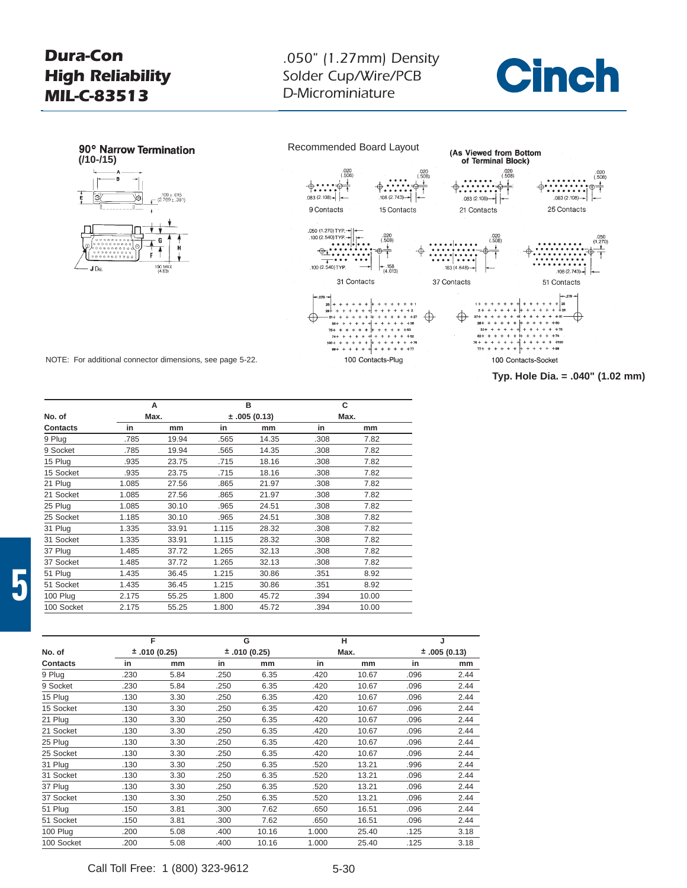**Dura-Con High Reliability MIL-C-83513**

*.050" (1.27mm) Density Solder Cup/Wire/PCB D-Microminiature*

**Cinch**

## 90° Narrow Termination (/10-/15)

Recommended Board Layout

(As Viewed from Bottom of Terminal Block)

9 Contacts | 15 Contacts | 21 Contacts | 25 Contacts | 31 Contacts | 37 Contacts | 51 Contacts | 100 Contacts-Plug | 100 Contacts-Socket

NOTE: For additional connector dimensions, see page 5-22.

**Typ. Hole Dia. = .040" (1.02 mm)**

| No. of | A | | B | | C | |
|---|---|---|---|---|---|---|
| | Max. | | ± .005 (0.13) | | Max. | |
| Contacts | in | mm | in | mm | in | mm |
| 9 Plug | .785 | 19.94 | .565 | 14.35 | .308 | 7.82 |
| 9 Socket | .785 | 19.94 | .565 | 14.35 | .308 | 7.82 |
| 15 Plug | .935 | 23.75 | .715 | 18.16 | .308 | 7.82 |
| 15 Socket | .935 | 23.75 | .715 | 18.16 | .308 | 7.82 |
| 21 Plug | 1.085 | 27.56 | .865 | 21.97 | .308 | 7.82 |
| 21 Socket | 1.085 | 27.56 | .865 | 21.97 | .308 | 7.82 |
| 25 Plug | 1.085 | 30.10 | .965 | 24.51 | .308 | 7.82 |
| 25 Socket | 1.185 | 30.10 | .965 | 24.51 | .308 | 7.82 |
| 31 Plug | 1.335 | 33.91 | 1.115 | 28.32 | .308 | 7.82 |
| 31 Socket | 1.335 | 33.91 | 1.115 | 28.32 | .308 | 7.82 |
| 37 Plug | 1.485 | 37.72 | 1.265 | 32.13 | .308 | 7.82 |
| 37 Socket | 1.485 | 37.72 | 1.265 | 32.13 | .308 | 7.82 |
| 51 Plug | 1.435 | 36.45 | 1.215 | 30.86 | .351 | 8.92 |
| 51 Socket | 1.435 | 36.45 | 1.215 | 30.86 | .351 | 8.92 |
| 100 Plug | 2.175 | 55.25 | 1.800 | 45.72 | .394 | 10.00 |
| 100 Socket | 2.175 | 55.25 | 1.800 | 45.72 | .394 | 10.00 |

| No. of | F | | G | | H | | J | |
|---|---|---|---|---|---|---|---|---|
| | ± .010 (0.25) | | ± .010 (0.25) | | Max. | | ± .005 (0.13) | |
| Contacts | in | mm | in | mm | in | mm | in | mm |
| 9 Plug | .230 | 5.84 | .250 | 6.35 | .420 | 10.67 | .096 | 2.44 |
| 9 Socket | .230 | 5.84 | .250 | 6.35 | .420 | 10.67 | .096 | 2.44 |
| 15 Plug | .130 | 3.30 | .250 | 6.35 | .420 | 10.67 | .096 | 2.44 |
| 15 Socket | .130 | 3.30 | .250 | 6.35 | .420 | 10.67 | .096 | 2.44 |
| 21 Plug | .130 | 3.30 | .250 | 6.35 | .420 | 10.67 | .096 | 2.44 |
| 21 Socket | .130 | 3.30 | .250 | 6.35 | .420 | 10.67 | .096 | 2.44 |
| 25 Plug | .130 | 3.30 | .250 | 6.35 | .420 | 10.67 | .096 | 2.44 |
| 25 Socket | .130 | 3.30 | .250 | 6.35 | .420 | 10.67 | .096 | 2.44 |
| 31 Plug | .130 | 3.30 | .250 | 6.35 | .520 | 13.21 | .996 | 2.44 |
| 31 Socket | .130 | 3.30 | .250 | 6.35 | .520 | 13.21 | .096 | 2.44 |
| 37 Plug | .130 | 3.30 | .250 | 6.35 | .520 | 13.21 | .096 | 2.44 |
| 37 Socket | .130 | 3.30 | .250 | 6.35 | .520 | 13.21 | .096 | 2.44 |
| 51 Plug | .150 | 3.81 | .300 | 7.62 | .650 | 16.51 | .096 | 2.44 |
| 51 Socket | .150 | 3.81 | .300 | 7.62 | .650 | 16.51 | .096 | 2.44 |
| 100 Plug | .200 | 5.08 | .400 | 10.16 | 1.000 | 25.40 | .125 | 3.18 |
| 100 Socket | .200 | 5.08 | .400 | 10.16 | 1.000 | 25.40 | .125 | 3.18 |

Call Toll Free: 1 (800) 323-9612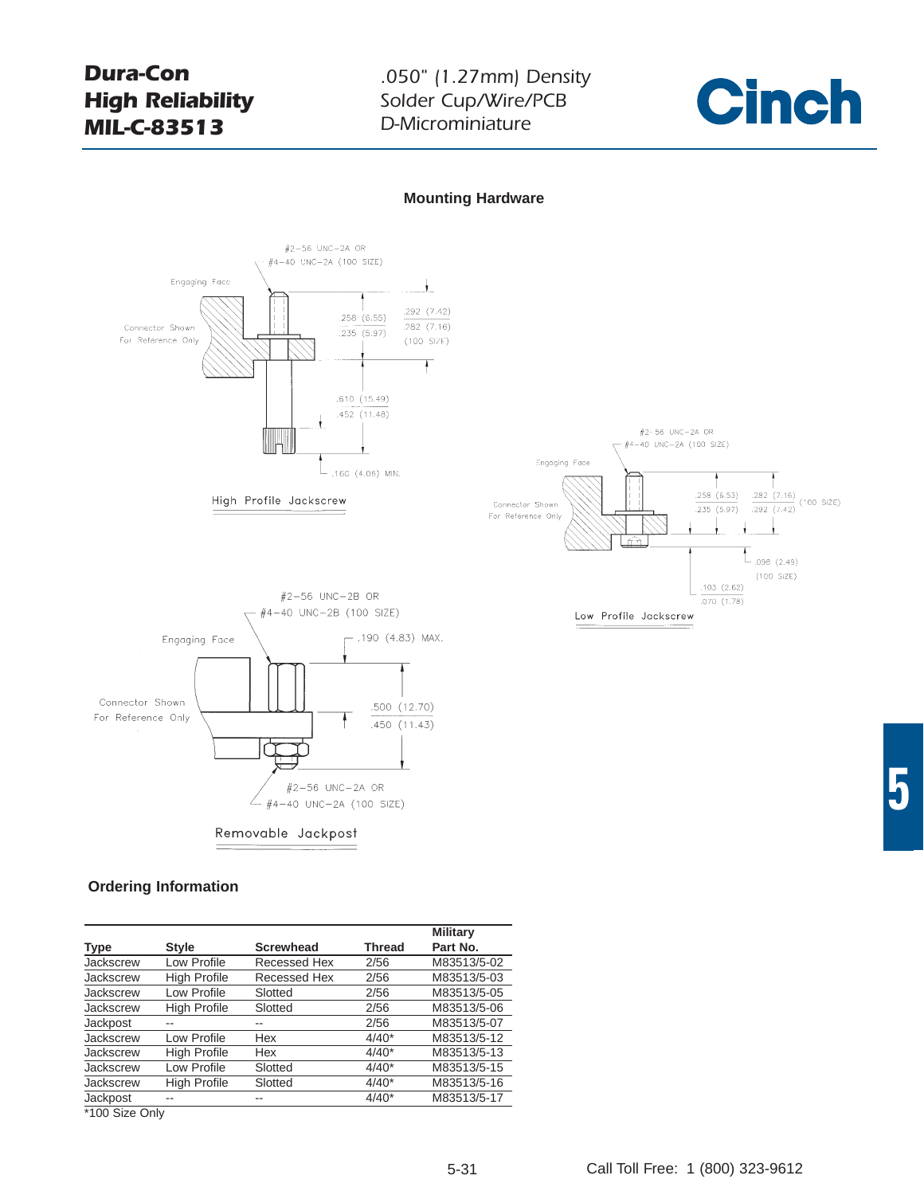## Mounting Hardware

#2-56 UNC-2A OR #4-40 UNC-2A (100 SIZE)

Engaging Face

Connector Shown For Reference Only

.258 (6.55) / .235 (5.97)

.292 (7.42) / .282 (7.16) (100 SIZE)

.610 (15.49) / .452 (11.48)

.160 (4.06) MIN.

High Profile Jackscrew

#2-56 UNC-2A OR #4-40 UNC-2A (100 SIZE)

Engaging Face

Connector Shown For Reference Only

.258 (6.53) / .235 (5.97)

.282 (7.16) / .292 (7.42) (100 SIZE)

.098 (2.49) (100 SIZE)

.103 (2.62) / .070 (1.78)

Low Profile Jackscrew

#2-56 UNC-2B OR #4-40 UNC-2B (100 SIZE)

Engaging Face

.190 (4.83) MAX.

Connector Shown For Reference Only

.500 (12.70) / .450 (11.43)

#2-56 UNC-2A OR #4-40 UNC-2A (100 SIZE)

Removable Jackpost

## Ordering Information

| Type | Style | Screwhead | Thread | Military Part No. |
|---|---|---|---|---|
| Jackscrew | Low Profile | Recessed Hex | 2/56 | M83513/5-02 |
| Jackscrew | High Profile | Recessed Hex | 2/56 | M83513/5-03 |
| Jackscrew | Low Profile | Slotted | 2/56 | M83513/5-05 |
| Jackscrew | High Profile | Slotted | 2/56 | M83513/5-06 |
| Jackpost | -- | -- | 2/56 | M83513/5-07 |
| Jackscrew | Low Profile | Hex | 4/40* | M83513/5-12 |
| Jackscrew | High Profile | Hex | 4/40* | M83513/5-13 |
| Jackscrew | Low Profile | Slotted | 4/40* | M83513/5-15 |
| Jackscrew | High Profile | Slotted | 4/40* | M83513/5-16 |
| Jackpost | -- | -- | 4/40* | M83513/5-17 |

*100 Size Only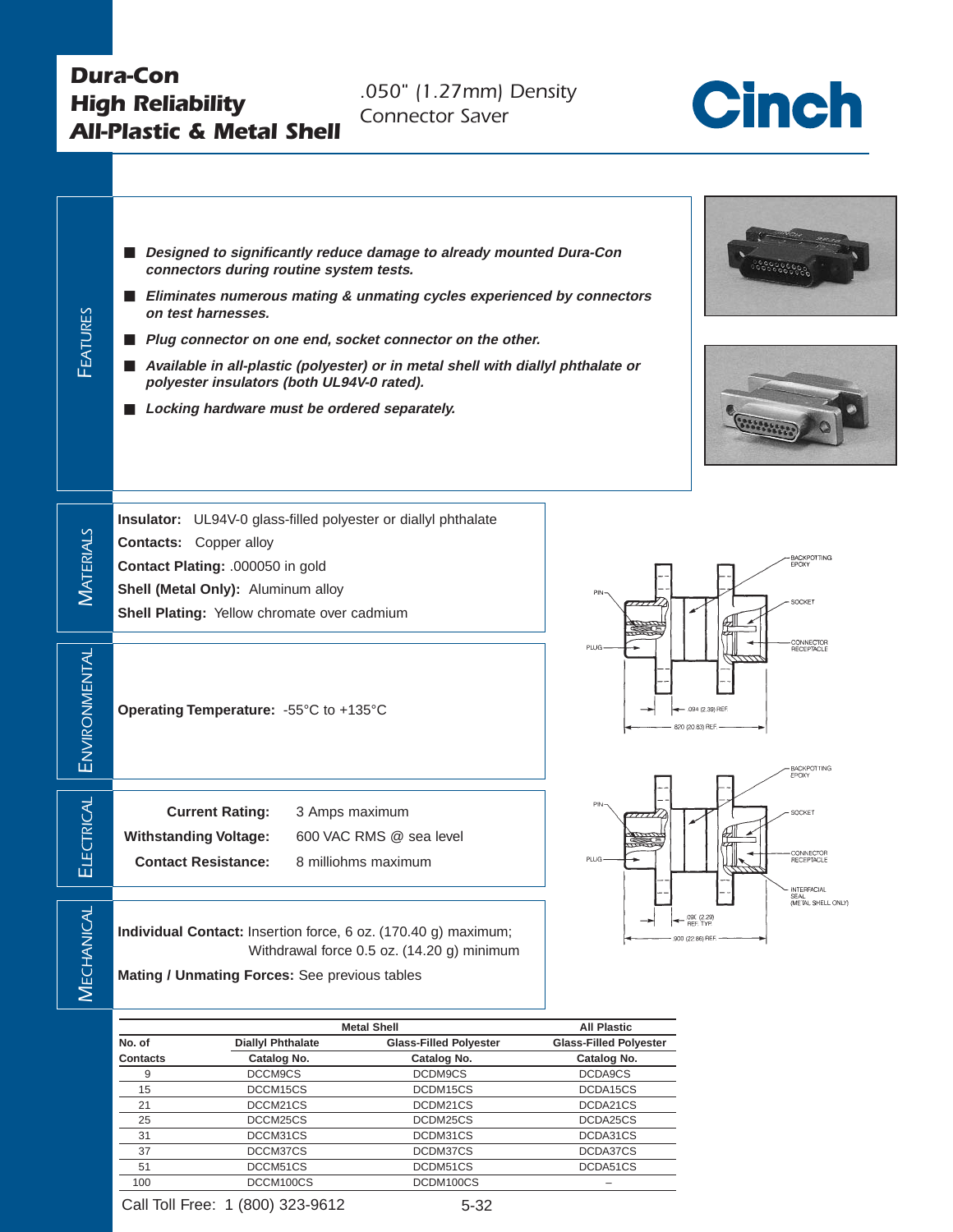# Dura-Con High Reliability All-Plastic & Metal Shell

*.050" (1.27mm) Density Connector Saver*

Cinch

## Features

- ***Designed to significantly reduce damage to already mounted Dura-Con connectors during routine system tests.***
- ***Eliminates numerous mating & unmating cycles experienced by connectors on test harnesses.***
- ***Plug connector on one end, socket connector on the other.***
- ***Available in all-plastic (polyester) or in metal shell with diallyl phthalate or polyester insulators (both UL94V-0 rated).***
- ***Locking hardware must be ordered separately.***

## Materials

**Insulator:** UL94V-0 glass-filled polyester or diallyl phthalate

**Contacts:** Copper alloy

**Contact Plating:** .000050 in gold

**Shell (Metal Only):** Aluminum alloy

**Shell Plating:** Yellow chromate over cadmium

## Environmental

**Operating Temperature:** -55°C to +135°C

## Electrical

| | |
|---|---|
| **Current Rating:** | 3 Amps maximum |
| **Withstanding Voltage:** | 600 VAC RMS @ sea level |
| **Contact Resistance:** | 8 milliohms maximum |

## Mechanical

**Individual Contact:** Insertion force, 6 oz. (170.40 g) maximum;
Withdrawal force 0.5 oz. (14.20 g) minimum

**Mating / Unmating Forces:** See previous tables

PIN, PLUG, BACKPOTTING EPOXY, SOCKET, CONNECTOR RECEPTACLE, .094 (2.39) REF., .820 (20.83) REF.

PIN, PLUG, BACKPOTTING EPOXY, SOCKET, CONNECTOR RECEPTACLE, INTERFACIAL SEAL (METAL SHELL ONLY), .090 (2.29) REF. TYP, .900 (22.86) REF.

| | Metal Shell | | All Plastic |
|---|---|---|---|
| No. of | Diallyl Phthalate | Glass-Filled Polyester | Glass-Filled Polyester |
| Contacts | Catalog No. | Catalog No. | Catalog No. |
| 9 | DCCM9CS | DCDM9CS | DCDA9CS |
| 15 | DCCM15CS | DCDM15CS | DCDA15CS |
| 21 | DCCM21CS | DCDM21CS | DCDA21CS |
| 25 | DCCM25CS | DCDM25CS | DCDA25CS |
| 31 | DCCM31CS | DCDM31CS | DCDA31CS |
| 37 | DCCM37CS | DCDM37CS | DCDA37CS |
| 51 | DCCM51CS | DCDM51CS | DCDA51CS |
| 100 | DCCM100CS | DCDM100CS | – |

Call Toll Free: 1 (800) 323-9612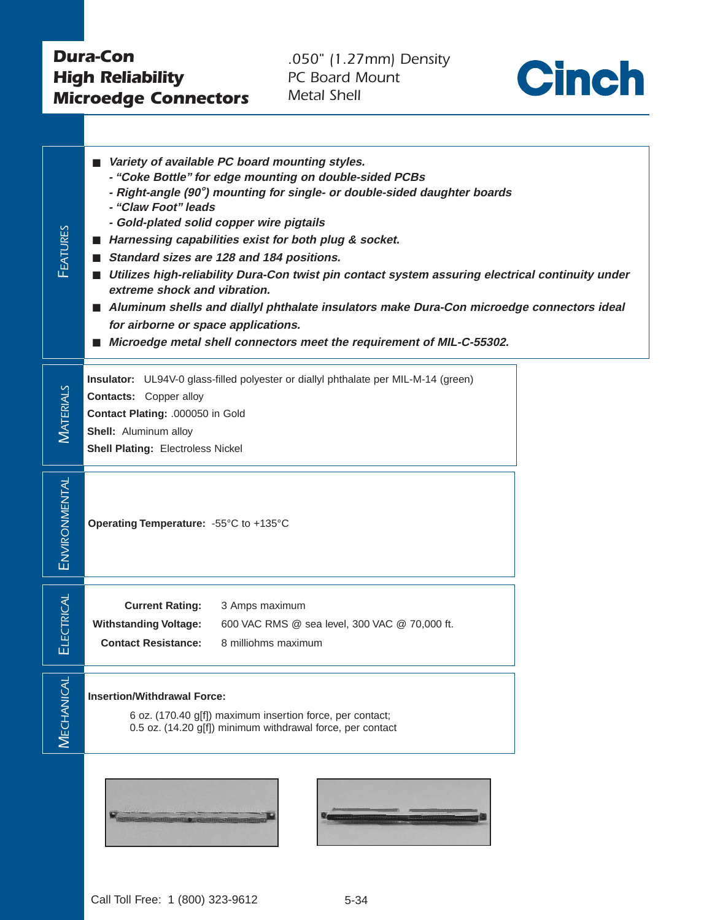# Dura-Con High Reliability Microedge Connectors

.050" (1.27mm) Density
PC Board Mount
Metal Shell

Cinch

## Features

- ***Variety of available PC board mounting styles.***
  - ***"Coke Bottle" for edge mounting on double-sided PCBs***
  - ***Right-angle (90°) mounting for single- or double-sided daughter boards***
  - ***"Claw Foot" leads***
  - ***Gold-plated solid copper wire pigtails***
- ***Harnessing capabilities exist for both plug & socket.***
- ***Standard sizes are 128 and 184 positions.***
- ***Utilizes high-reliability Dura-Con twist pin contact system assuring electrical continuity under extreme shock and vibration.***
- ***Aluminum shells and diallyl phthalate insulators make Dura-Con microedge connectors ideal for airborne or space applications.***
- ***Microedge metal shell connectors meet the requirement of MIL-C-55302.***

## Materials

**Insulator:** UL94V-0 glass-filled polyester or diallyl phthalate per MIL-M-14 (green)
**Contacts:** Copper alloy
**Contact Plating:** .000050 in Gold
**Shell:** Aluminum alloy
**Shell Plating:** Electroless Nickel

## Environmental

**Operating Temperature:** -55°C to +135°C

## Electrical

| | |
|---|---|
| **Current Rating:** | 3 Amps maximum |
| **Withstanding Voltage:** | 600 VAC RMS @ sea level, 300 VAC @ 70,000 ft. |
| **Contact Resistance:** | 8 milliohms maximum |

## Mechanical

**Insertion/Withdrawal Force:**

6 oz. (170.40 g[f]) maximum insertion force, per contact;
0.5 oz. (14.20 g[f]) minimum withdrawal force, per contact

Call Toll Free: 1 (800) 323-9612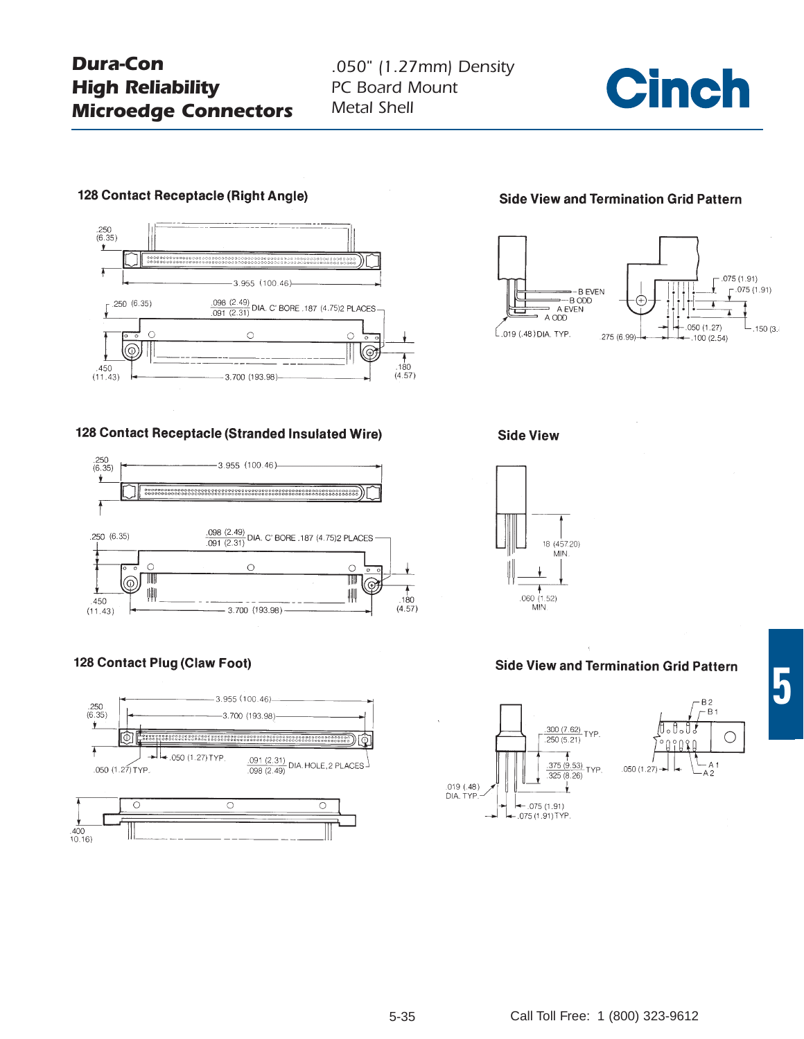# Dura-Con High Reliability Microedge Connectors

*.050" (1.27mm) Density*
*PC Board Mount*
*Metal Shell*

**Cinch**

## 128 Contact Receptacle (Right Angle)

.250 (6.35)

3.955 (100.46)

.250 (6.35)

.098 (2.49) / .091 (2.31) DIA. C' BORE .187 (4.75)2 PLACES

.450 (11.43)

3.700 (193.98)

.180 (4.57)

## Side View and Termination Grid Pattern

B EVEN
B ODD
A EVEN
A ODD

.019 (.48) DIA. TYP.

.275 (6.99)

.075 (1.91)
.075 (1.91)
.050 (1.27)
.100 (2.54)
.150 (3.

## 128 Contact Receptacle (Stranded Insulated Wire)

.250 (6.35)

3.955 (100.46)

.250 (6.35)

.098 (2.49) / .091 (2.31) DIA. C' BORE .187 (4.75)2 PLACES

.450 (11.43)

3.700 (193.98)

.180 (4.57)

## Side View

18 (457.20) MIN.

.060 (1.52) MIN.

## 128 Contact Plug (Claw Foot)

.250 (6.35)

3.955 (100.46)

3.700 (193.98)

.050 (1.27) TYP.

.050 (1.27) TYP.

.091 (2.31) / .098 (2.49) DIA. HOLE, 2 PLACES

.400 (10.16)

## Side View and Termination Grid Pattern

.300 (7.62) / .250 (5.21) TYP.

.375 (9.53) / .325 (8.26) TYP.

.019 (.48) DIA. TYP.

.075 (1.91)
.075 (1.91) TYP.

.050 (1.27)

B 2
B 1
A 1
A 2

5

Call Toll Free: 1 (800) 323-9612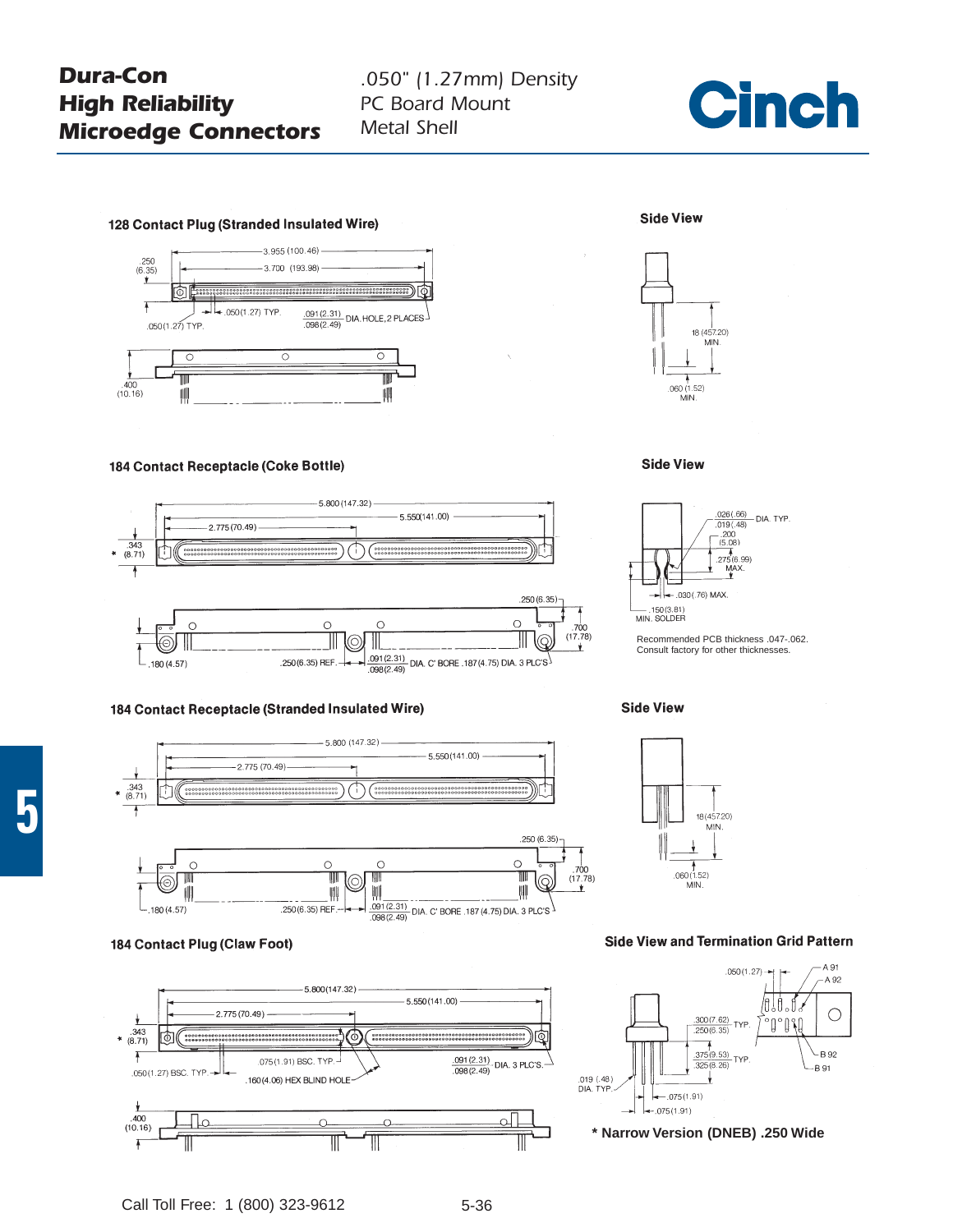# Dura-Con High Reliability Microedge Connectors

.050" (1.27mm) Density
PC Board Mount
Metal Shell

Cinch

## 128 Contact Plug (Stranded Insulated Wire)

3.955 (100.46)
3.700 (193.98)
.250 (6.35)
.050 (1.27) TYP.
.050 (1.27) TYP.
.091 (2.31) / .098 (2.49) DIA. HOLE, 2 PLACES
.400 (10.16)

### Side View

18 (457.20) MIN.
.060 (1.52) MIN.

## 184 Contact Receptacle (Coke Bottle)

5.800 (147.32)
5.550 (141.00)
2.775 (70.49)
* .343 (8.71)
.250 (6.35)
.700 (17.78)
.180 (4.57)
.250 (6.35) REF.
.091 (2.31) / .098 (2.49) DIA. C' BORE .187 (4.75) DIA. 3 PLC'S

### Side View

.026 (.66) / .019 (.48) DIA. TYP.
.200 (5.08)
.275 (6.99) MAX.
.030 (.76) MAX.
.150 (3.81) MIN. SOLDER

Recommended PCB thickness .047-.062.
Consult factory for other thicknesses.

## 184 Contact Receptacle (Stranded Insulated Wire)

5.800 (147.32)
5.550 (141.00)
2.775 (70.49)
* .343 (8.71)
.250 (6.35)
.700 (17.78)
.180 (4.57)
.250 (6.35) REF.
.091 (2.31) / .098 (2.49) DIA. C' BORE .187 (4.75) DIA. 3 PLC'S

### Side View

18 (457.20) MIN.
.060 (1.52) MIN.

## 184 Contact Plug (Claw Foot)

5.800 (147.32)
5.550 (141.00)
2.775 (70.49)
* .343 (8.71)
.075 (1.91) BSC. TYP.
.050 (1.27) BSC. TYP.
.160 (4.06) HEX BLIND HOLE
.091 (2.31) / .098 (2.49) DIA. 3 PLC'S.
.400 (10.16)

### Side View and Termination Grid Pattern

.050 (1.27)
A 91
A 92
.300 (7.62) / .250 (6.35) TYP.
.375 (9.53) / .325 (8.26) TYP.
B 92
B 91
.019 (.48) DIA. TYP.
.075 (1.91)
.075 (1.91)

**\* Narrow Version (DNEB) .250 Wide**

Call Toll Free: 1 (800) 323-9612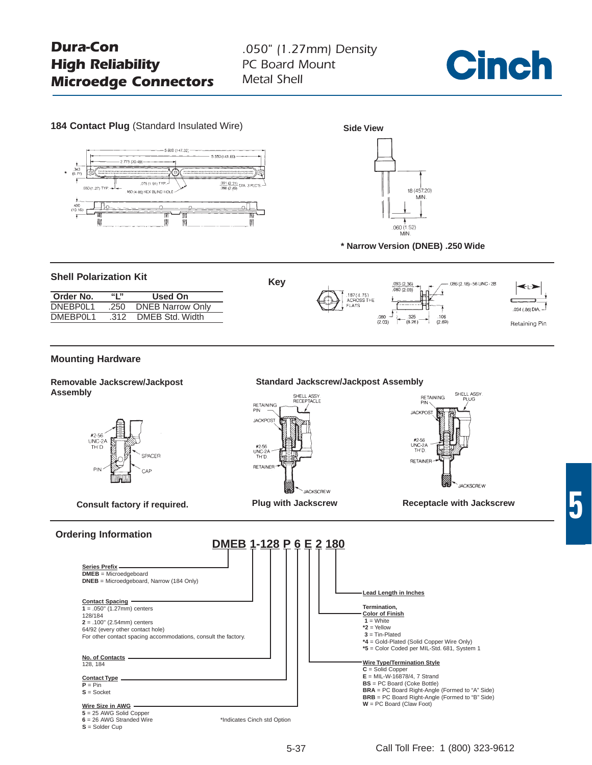# Dura-Con High Reliability Microedge Connectors

.050" (1.27mm) Density
PC Board Mount
Metal Shell

**184 Contact Plug** (Standard Insulated Wire)

**Side View**

**\* Narrow Version (DNEB) .250 Wide**

## Shell Polarization Kit

| Order No. | "L" | Used On |
|---|---|---|
| DNEBP0L1 | .250 | DNEB Narrow Only |
| DMEBP0L1 | .312 | DMEB Std. Width |

**Key**

Retaining Pin

## Mounting Hardware

**Removable Jackscrew/Jackpost Assembly**

**Consult factory if required.**

**Standard Jackscrew/Jackpost Assembly**

**Plug with Jackscrew**

**Receptacle with Jackscrew**

## Ordering Information

**DMEB 1-128 P 6 E 2 180**

**Series Prefix**
**DMEB** = Microedgeboard
**DNEB** = Microedgeboard, Narrow (184 Only)

**Contact Spacing**
**1** = .050" (1.27mm) centers
128/184
**2** = .100" (2.54mm) centers
64/92 (every other contact hole)
For other contact spacing accommodations, consult the factory.

**No. of Contacts**
128, 184

**Contact Type**
**P** = Pin
**S** = Socket

**Wire Size in AWG**
**5** = 25 AWG Solid Copper
**6** = 26 AWG Stranded Wire
**S** = Solder Cup

**Lead Length in Inches**

**Termination, Color of Finish**
**1** = White
**\*2** = Yellow
**3** = Tin-Plated
**\*4** = Gold-Plated (Solid Copper Wire Only)
**\*5** = Color Coded per MIL-Std. 681, System 1

**Wire Type/Termination Style**
**C** = Solid Copper
**E** = MIL-W-16878/4, 7 Strand
**BS** = PC Board (Coke Bottle)
**BRA** = PC Board Right-Angle (Formed to "A" Side)
**BRB** = PC Board Right-Angle (Formed to "B" Side)
**W** = PC Board (Claw Foot)

\*Indicates Cinch std Option

Call Toll Free: 1 (800) 323-9612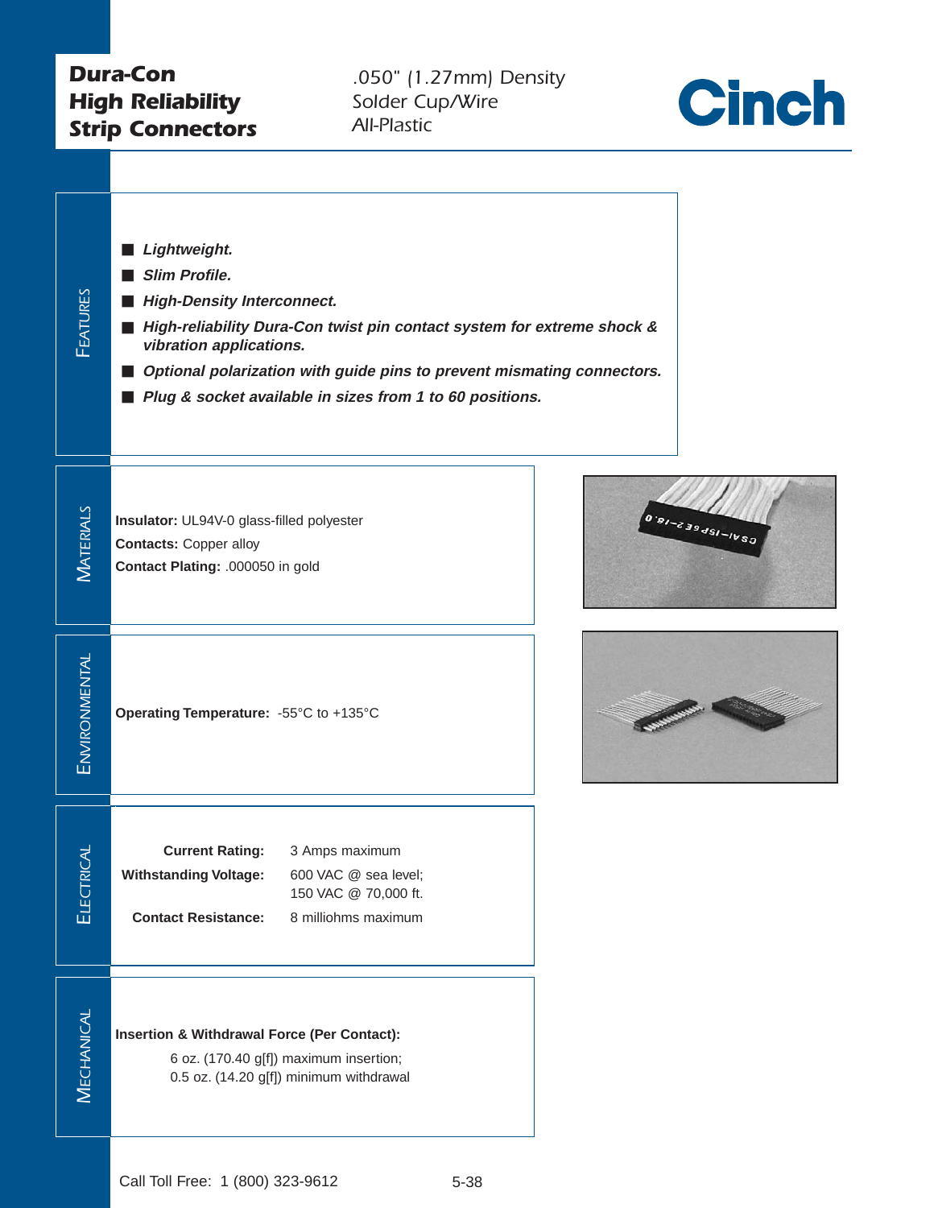# Dura-Con High Reliability Strip Connectors

.050" (1.27mm) Density
Solder Cup/Wire
All-Plastic

Cinch

## Features

- ***Lightweight.***
- ***Slim Profile.***
- ***High-Density Interconnect.***
- ***High-reliability Dura-Con twist pin contact system for extreme shock & vibration applications.***
- ***Optional polarization with guide pins to prevent mismating connectors.***
- ***Plug & socket available in sizes from 1 to 60 positions.***

## Materials

**Insulator:** UL94V-0 glass-filled polyester
**Contacts:** Copper alloy
**Contact Plating:** .000050 in gold

## Environmental

**Operating Temperature:** -55°C to +135°C

## Electrical

| | |
|---|---|
| **Current Rating:** | 3 Amps maximum |
| **Withstanding Voltage:** | 600 VAC @ sea level; 150 VAC @ 70,000 ft. |
| **Contact Resistance:** | 8 milliohms maximum |

## Mechanical

**Insertion & Withdrawal Force (Per Contact):**

6 oz. (170.40 g[f]) maximum insertion;
0.5 oz. (14.20 g[f]) minimum withdrawal

Call Toll Free: 1 (800) 323-9612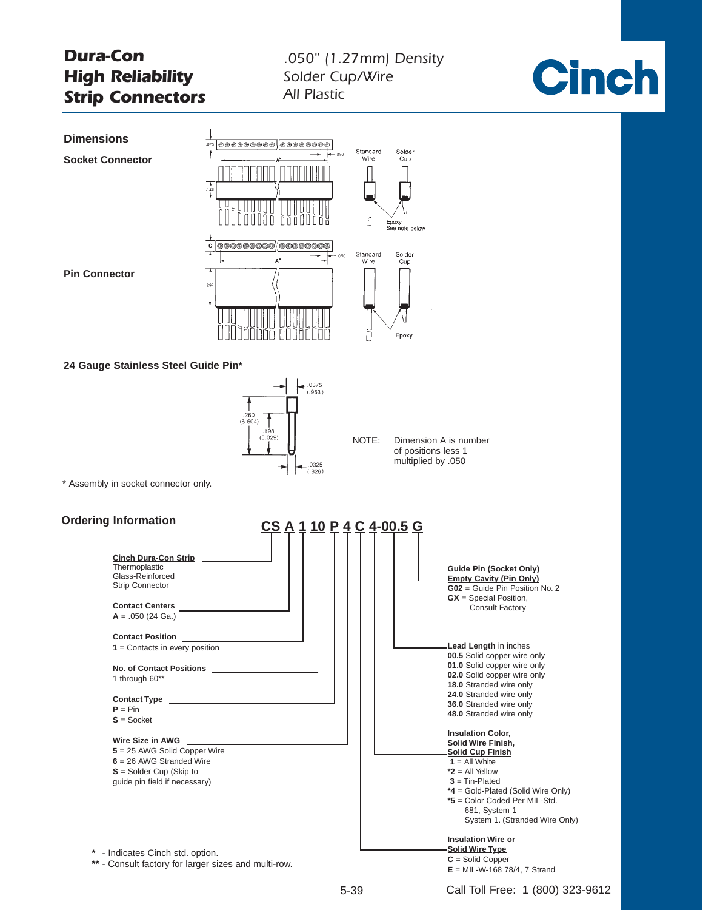# Dura-Con High Reliability Strip Connectors

.050" (1.27mm) Density
Solder Cup/Wire
All Plastic

Cinch

## Dimensions

**Socket Connector**

.075
.050
A*
.125
Standard Wire
Solder Cup
Epoxy
See note below

**Pin Connector**

C
.050
A*
.297
Standard Wire
Solder Cup
Epoxy

**24 Gauge Stainless Steel Guide Pin***

.0375
(.953)
.260
(6.604)
.198
(5.029)
.0325
(.826)

NOTE: Dimension A is number of positions less 1 multiplied by .050

* Assembly in socket connector only.

## Ordering Information

**CS A 1 10 P 4 C 4-00.5 G**

**Cinch Dura-Con Strip**
Thermoplastic
Glass-Reinforced
Strip Connector

**Contact Centers**
**A** = .050 (24 Ga.)

**Contact Position**
**1** = Contacts in every position

**No. of Contact Positions**
1 through 60**

**Contact Type**
**P** = Pin
**S** = Socket

**Wire Size in AWG**
**5** = 25 AWG Solid Copper Wire
**6** = 26 AWG Stranded Wire
**S** = Solder Cup (Skip to guide pin field if necessary)

**Guide Pin (Socket Only)**
**Empty Cavity (Pin Only)**
**G02** = Guide Pin Position No. 2
**GX** = Special Position, Consult Factory

**Lead Length** in inches
**00.5** Solid copper wire only
**01.0** Solid copper wire only
**02.0** Solid copper wire only
**18.0** Stranded wire only
**24.0** Stranded wire only
**36.0** Stranded wire only
**48.0** Stranded wire only

**Insulation Color, Solid Wire Finish, Solid Cup Finish**
**1** = All White
***2** = All Yellow
**3** = Tin-Plated
***4** = Gold-Plated (Solid Wire Only)
***5** = Color Coded Per MIL-Std. 681, System 1 System 1. (Stranded Wire Only)

**Insulation Wire or Solid Wire Type**
**C** = Solid Copper
**E** = MIL-W-168 78/4, 7 Strand

**\*** - Indicates Cinch std. option.
**\*\*** - Consult factory for larger sizes and multi-row.

Call Toll Free: 1 (800) 323-9612